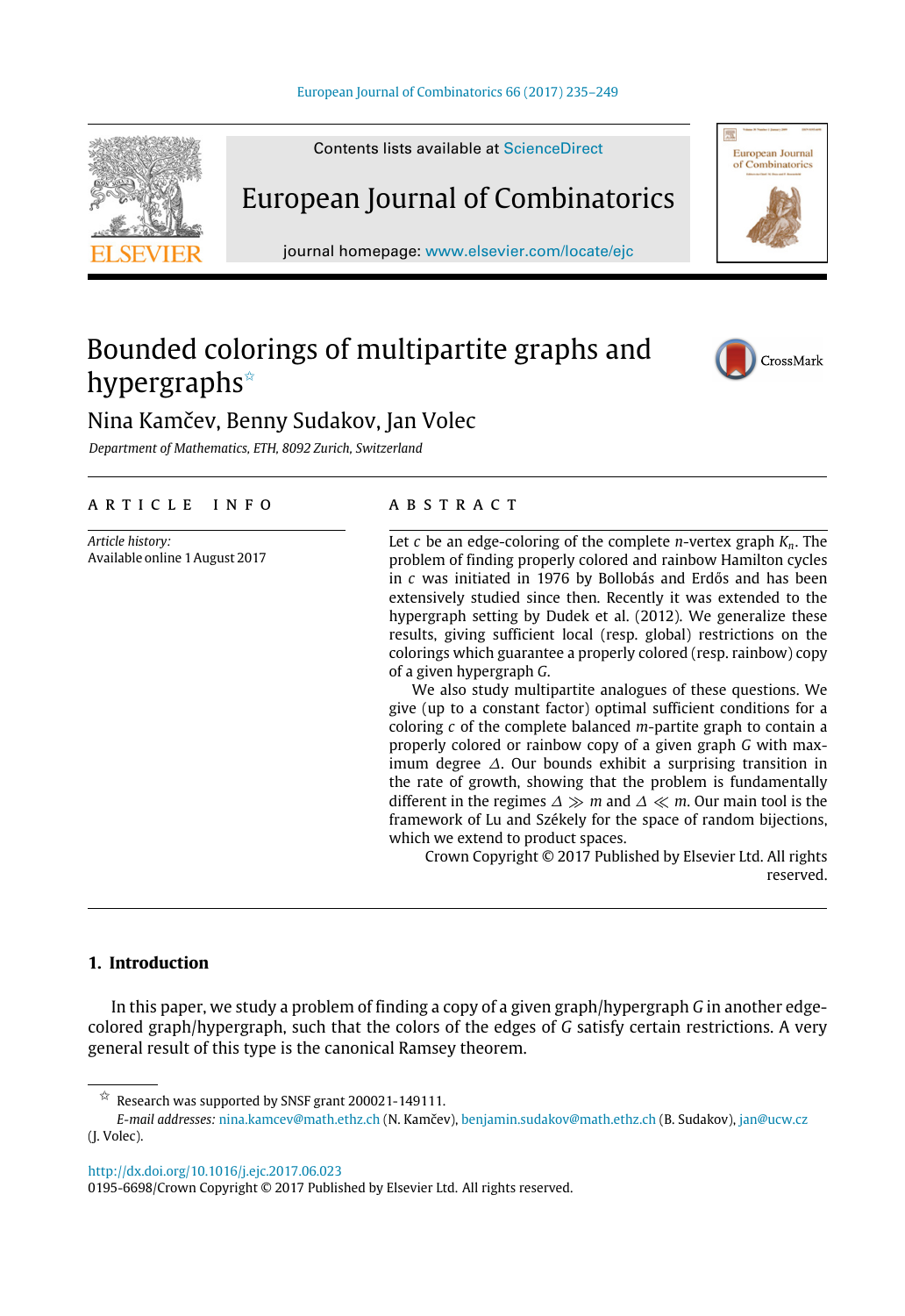# Bounded colorings of multipartite graphs and hypergraphs ☆

Nina Kamčev, Benny Sudakov, Jan Volec

*Department of Mathematics, ETH, 8092 Zurich, Switzerland*

## ARTICLE INFO

*Article history:*
Available online 1 August 2017

## ABSTRACT

Let $c$ be an edge-coloring of the complete $n$-vertex graph $K_n$. The problem of finding properly colored and rainbow Hamilton cycles in $c$ was initiated in 1976 by Bollobás and Erdős and has been extensively studied since then. Recently it was extended to the hypergraph setting by Dudek et al. (2012). We generalize these results, giving sufficient local (resp. global) restrictions on the colorings which guarantee a properly colored (resp. rainbow) copy of a given hypergraph $G$.

We also study multipartite analogues of these questions. We give (up to a constant factor) optimal sufficient conditions for a coloring $c$ of the complete balanced $m$-partite graph to contain a properly colored or rainbow copy of a given graph $G$ with maximum degree $\Delta$. Our bounds exhibit a surprising transition in the rate of growth, showing that the problem is fundamentally different in the regimes $\Delta \gg m$ and $\Delta \ll m$. Our main tool is the framework of Lu and Székely for the space of random bijections, which we extend to product spaces.

Crown Copyright © 2017 Published by Elsevier Ltd. All rights reserved.

## 1. Introduction

In this paper, we study a problem of finding a copy of a given graph/hypergraph $G$ in another edge-colored graph/hypergraph, such that the colors of the edges of $G$ satisfy certain restrictions. A very general result of this type is the canonical Ramsey theorem.

☆ Research was supported by SNSF grant 200021-149111.

*E-mail addresses:* nina.kamcev@math.ethz.ch (N. Kamčev), benjamin.sudakov@math.ethz.ch (B. Sudakov), jan@ucw.cz (J. Volec).

http://dx.doi.org/10.1016/j.ejc.2017.06.023
0195-6698/Crown Copyright © 2017 Published by Elsevier Ltd. All rights reserved.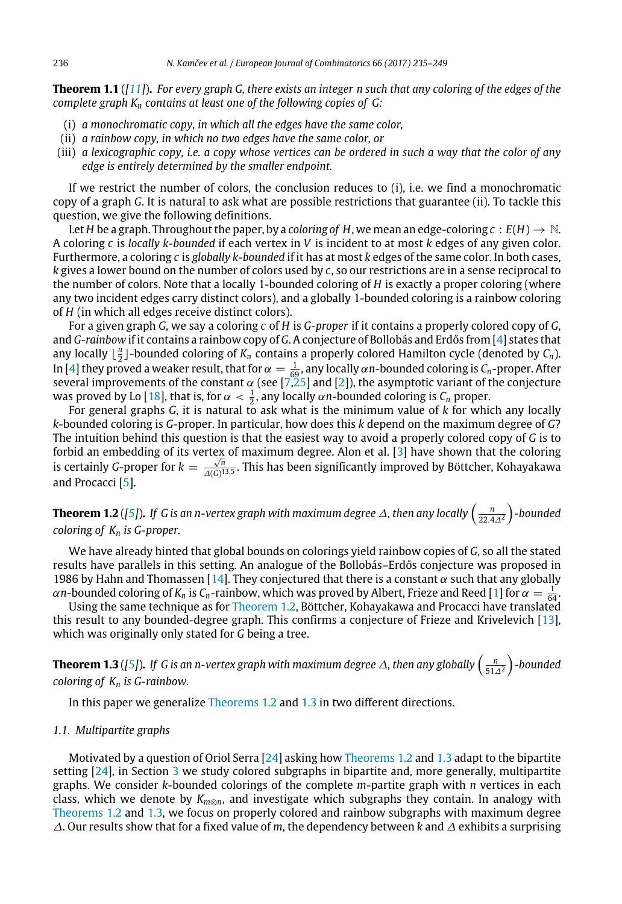**Theorem 1.1** (*[11]*)**.** *For every graph G, there exists an integer n such that any coloring of the edges of the complete graph $K_n$ contains at least one of the following copies of G:*

(i) *a monochromatic copy, in which all the edges have the same color,*
(ii) *a rainbow copy, in which no two edges have the same color, or*
(iii) *a lexicographic copy, i.e. a copy whose vertices can be ordered in such a way that the color of any edge is entirely determined by the smaller endpoint.*

If we restrict the number of colors, the conclusion reduces to (i), i.e. we find a monochromatic copy of a graph $G$. It is natural to ask what are possible restrictions that guarantee (ii). To tackle this question, we give the following definitions.

Let $H$ be a graph. Throughout the paper, by a *coloring of H*, we mean an edge-coloring $c : E(H) \to \mathbb{N}$. A coloring $c$ is *locally k-bounded* if each vertex in $V$ is incident to at most $k$ edges of any given color. Furthermore, a coloring $c$ is *globally k-bounded* if it has at most $k$ edges of the same color. In both cases, $k$ gives a lower bound on the number of colors used by $c$, so our restrictions are in a sense reciprocal to the number of colors. Note that a locally 1-bounded coloring of $H$ is exactly a proper coloring (where any two incident edges carry distinct colors), and a globally 1-bounded coloring is a rainbow coloring of $H$ (in which all edges receive distinct colors).

For a given graph $G$, we say a coloring $c$ of $H$ is *G-proper* if it contains a properly colored copy of $G$, and *G-rainbow* if it contains a rainbow copy of $G$. A conjecture of Bollobás and Erdős from [4] states that any locally $\lfloor \frac{n}{2} \rfloor$-bounded coloring of $K_n$ contains a properly colored Hamilton cycle (denoted by $C_n$). In [4] they proved a weaker result, that for $\alpha = \frac{1}{69}$, any locally $\alpha n$-bounded coloring is $C_n$-proper. After several improvements of the constant $\alpha$ (see [7,25] and [2]), the asymptotic variant of the conjecture was proved by Lo [18], that is, for $\alpha < \frac{1}{2}$, any locally $\alpha n$-bounded coloring is $C_n$ proper.

For general graphs $G$, it is natural to ask what is the minimum value of $k$ for which any locally $k$-bounded coloring is $G$-proper. In particular, how does this $k$ depend on the maximum degree of $G$? The intuition behind this question is that the easiest way to avoid a properly colored copy of $G$ is to forbid an embedding of its vertex of maximum degree. Alon et al. [3] have shown that the coloring is certainly $G$-proper for $k = \frac{\sqrt{n}}{\Delta(G)^{13.5}}$. This has been significantly improved by Böttcher, Kohayakawa and Procacci [5].

**Theorem 1.2** (*[5]*)**.** *If G is an n-vertex graph with maximum degree $\Delta$, then any locally $\left(\frac{n}{22.4\Delta^2}\right)$-bounded coloring of $K_n$ is G-proper.*

We have already hinted that global bounds on colorings yield rainbow copies of $G$, so all the stated results have parallels in this setting. An analogue of the Bollobás–Erdős conjecture was proposed in 1986 by Hahn and Thomassen [14]. They conjectured that there is a constant $\alpha$ such that any globally $\alpha n$-bounded coloring of $K_n$ is $C_n$-rainbow, which was proved by Albert, Frieze and Reed [1] for $\alpha = \frac{1}{64}$.

Using the same technique as for Theorem 1.2, Böttcher, Kohayakawa and Procacci have translated this result to any bounded-degree graph. This confirms a conjecture of Frieze and Krivelevich [13], which was originally only stated for $G$ being a tree.

**Theorem 1.3** (*[5]*)**.** *If G is an n-vertex graph with maximum degree $\Delta$, then any globally $\left(\frac{n}{51\Delta^2}\right)$-bounded coloring of $K_n$ is G-rainbow.*

In this paper we generalize Theorems 1.2 and 1.3 in two different directions.

### 1.1. Multipartite graphs

Motivated by a question of Oriol Serra [24] asking how Theorems 1.2 and 1.3 adapt to the bipartite setting [24], in Section 3 we study colored subgraphs in bipartite and, more generally, multipartite graphs. We consider $k$-bounded colorings of the complete $m$-partite graph with $n$ vertices in each class, which we denote by $K_{m\otimes n}$, and investigate which subgraphs they contain. In analogy with Theorems 1.2 and 1.3, we focus on properly colored and rainbow subgraphs with maximum degree $\Delta$. Our results show that for a fixed value of $m$, the dependency between $k$ and $\Delta$ exhibits a surprising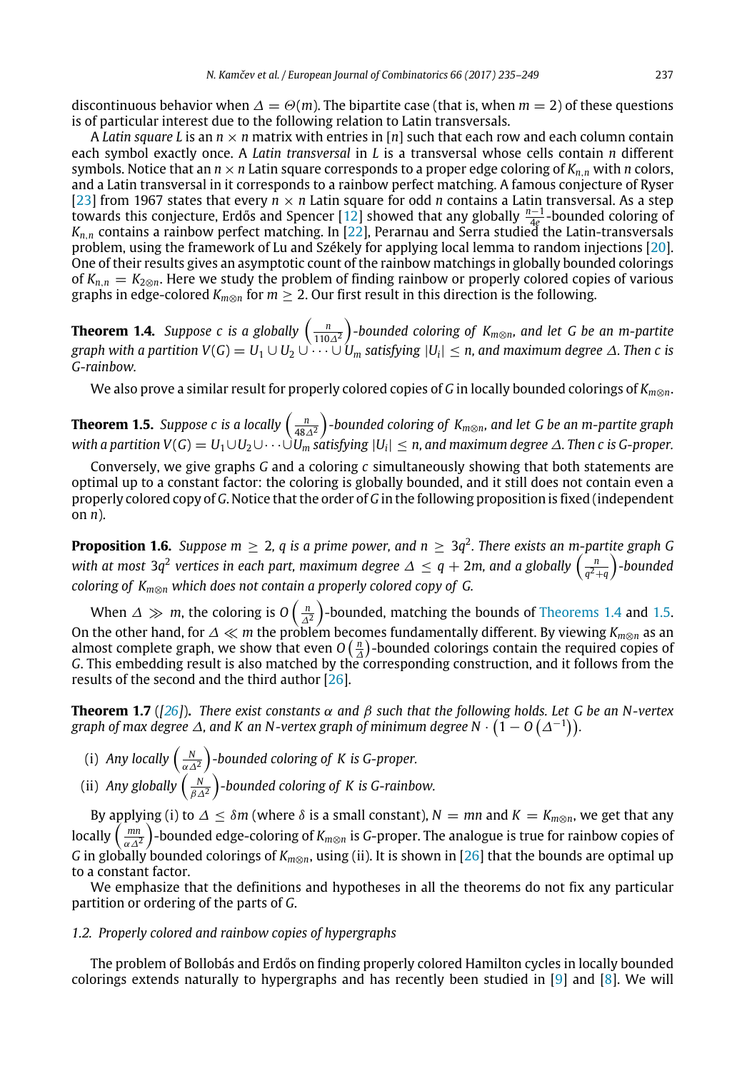discontinuous behavior when $\Delta = \Theta(m)$. The bipartite case (that is, when $m = 2$) of these questions is of particular interest due to the following relation to Latin transversals.

A *Latin square* $L$ is an $n \times n$ matrix with entries in $[n]$ such that each row and each column contain each symbol exactly once. A *Latin transversal* in $L$ is a transversal whose cells contain $n$ different symbols. Notice that an $n \times n$ Latin square corresponds to a proper edge coloring of $K_{n,n}$ with $n$ colors, and a Latin transversal in it corresponds to a rainbow perfect matching. A famous conjecture of Ryser [23] from 1967 states that every $n \times n$ Latin square for odd $n$ contains a Latin transversal. As a step towards this conjecture, Erdős and Spencer [12] showed that any globally $\frac{n-1}{4e}$-bounded coloring of $K_{n,n}$ contains a rainbow perfect matching. In [22], Perarnau and Serra studied the Latin-transversals problem, using the framework of Lu and Székely for applying local lemma to random injections [20]. One of their results gives an asymptotic count of the rainbow matchings in globally bounded colorings of $K_{n,n} = K_{2\otimes n}$. Here we study the problem of finding rainbow or properly colored copies of various graphs in edge-colored $K_{m\otimes n}$ for $m \geq 2$. Our first result in this direction is the following.

**Theorem 1.4.** *Suppose $c$ is a globally $\left(\frac{n}{110\Delta^2}\right)$-bounded coloring of $K_{m\otimes n}$, and let $G$ be an $m$-partite graph with a partition $V(G) = U_1 \cup U_2 \cup \cdots \cup U_m$ satisfying $|U_i| \leq n$, and maximum degree $\Delta$. Then $c$ is $G$-rainbow.*

We also prove a similar result for properly colored copies of $G$ in locally bounded colorings of $K_{m\otimes n}$.

**Theorem 1.5.** *Suppose $c$ is a locally $\left(\frac{n}{48\Delta^2}\right)$-bounded coloring of $K_{m\otimes n}$, and let $G$ be an $m$-partite graph with a partition $V(G) = U_1 \cup U_2 \cup \cdots \cup U_m$ satisfying $|U_i| \leq n$, and maximum degree $\Delta$. Then $c$ is $G$-proper.*

Conversely, we give graphs $G$ and a coloring $c$ simultaneously showing that both statements are optimal up to a constant factor: the coloring is globally bounded, and it still does not contain even a properly colored copy of $G$. Notice that the order of $G$ in the following proposition is fixed (independent on $n$).

**Proposition 1.6.** *Suppose $m \geq 2$, $q$ is a prime power, and $n \geq 3q^2$. There exists an $m$-partite graph $G$ with at most $3q^2$ vertices in each part, maximum degree $\Delta \leq q + 2m$, and a globally $\left(\frac{n}{q^2+q}\right)$-bounded coloring of $K_{m\otimes n}$ which does not contain a properly colored copy of $G$.*

When $\Delta \gg m$, the coloring is $O\left(\frac{n}{\Delta^2}\right)$-bounded, matching the bounds of Theorems 1.4 and 1.5. On the other hand, for $\Delta \ll m$ the problem becomes fundamentally different. By viewing $K_{m\otimes n}$ as an almost complete graph, we show that even $O\left(\frac{n}{\Delta}\right)$-bounded colorings contain the required copies of $G$. This embedding result is also matched by the corresponding construction, and it follows from the results of the second and the third author [26].

**Theorem 1.7** ([26]). *There exist constants $\alpha$ and $\beta$ such that the following holds. Let $G$ be an $N$-vertex graph of max degree $\Delta$, and $K$ an $N$-vertex graph of minimum degree $N \cdot \left(1 - O\left(\Delta^{-1}\right)\right)$.*

(i) *Any locally $\left(\frac{N}{\alpha\Delta^2}\right)$-bounded coloring of $K$ is $G$-proper.*

(ii) *Any globally $\left(\frac{N}{\beta\Delta^2}\right)$-bounded coloring of $K$ is $G$-rainbow.*

By applying (i) to $\Delta \leq \delta m$ (where $\delta$ is a small constant), $N = mn$ and $K = K_{m\otimes n}$, we get that any locally $\left(\frac{mn}{\alpha\Delta^2}\right)$-bounded edge-coloring of $K_{m\otimes n}$ is $G$-proper. The analogue is true for rainbow copies of $G$ in globally bounded colorings of $K_{m\otimes n}$, using (ii). It is shown in [26] that the bounds are optimal up to a constant factor.

We emphasize that the definitions and hypotheses in all the theorems do not fix any particular partition or ordering of the parts of $G$.

### 1.2. Properly colored and rainbow copies of hypergraphs

The problem of Bollobás and Erdős on finding properly colored Hamilton cycles in locally bounded colorings extends naturally to hypergraphs and has recently been studied in [9] and [8]. We will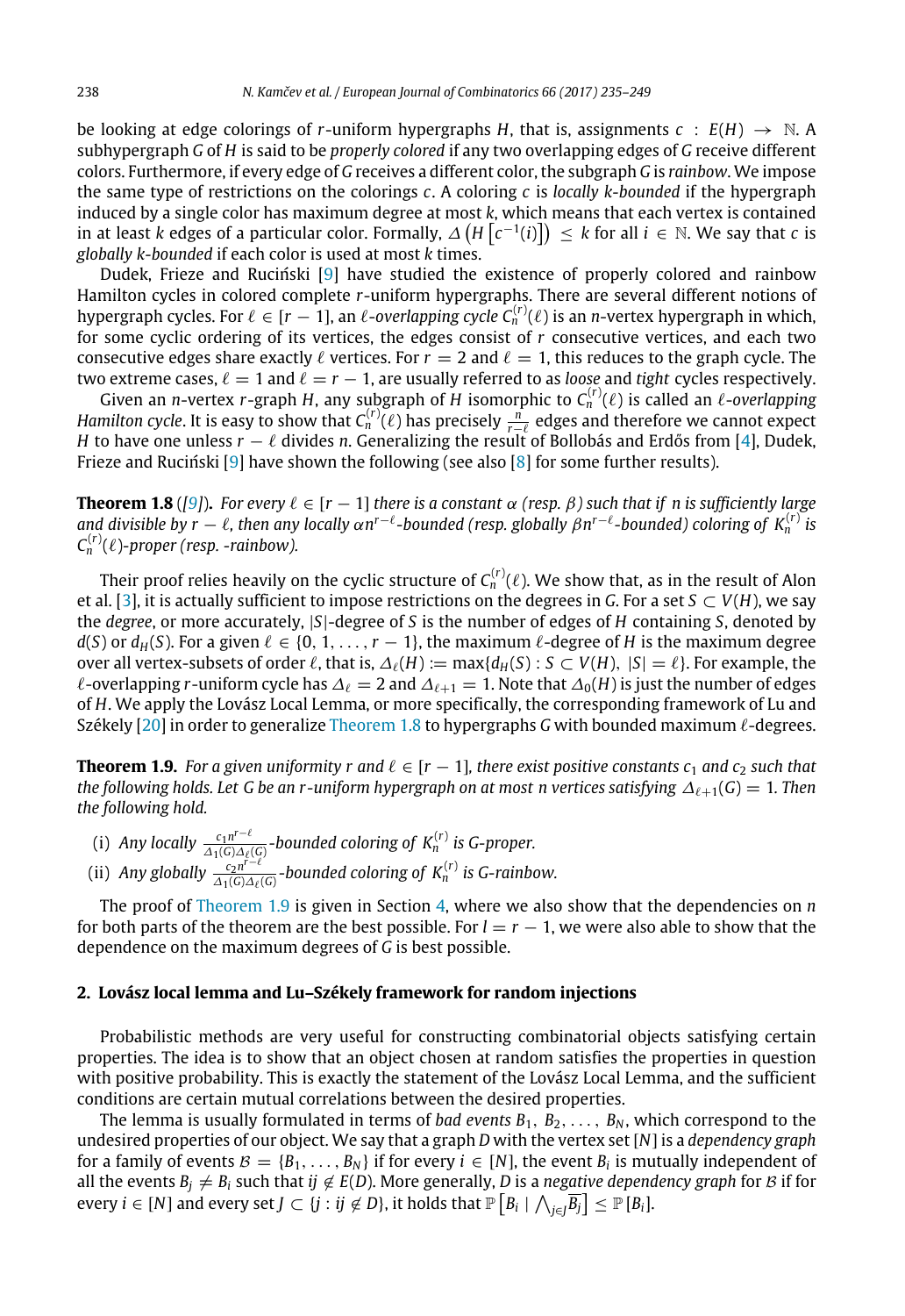be looking at edge colorings of $r$-uniform hypergraphs $H$, that is, assignments $c : E(H) \to \mathbb{N}$. A subhypergraph $G$ of $H$ is said to be *properly colored* if any two overlapping edges of $G$ receive different colors. Furthermore, if every edge of $G$ receives a different color, the subgraph $G$ is *rainbow*. We impose the same type of restrictions on the colorings $c$. A coloring $c$ is *locally k-bounded* if the hypergraph induced by a single color has maximum degree at most $k$, which means that each vertex is contained in at least $k$ edges of a particular color. Formally, $\Delta\left(H\left[c^{-1}(i)\right]\right) \le k$ for all $i \in \mathbb{N}$. We say that $c$ is *globally k-bounded* if each color is used at most $k$ times.

Dudek, Frieze and Ruciński [9] have studied the existence of properly colored and rainbow Hamilton cycles in colored complete $r$-uniform hypergraphs. There are several different notions of hypergraph cycles. For $\ell \in [r-1]$, an *$\ell$-overlapping cycle* $C_n^{(r)}(\ell)$ is an $n$-vertex hypergraph in which, for some cyclic ordering of its vertices, the edges consist of $r$ consecutive vertices, and each two consecutive edges share exactly $\ell$ vertices. For $r = 2$ and $\ell = 1$, this reduces to the graph cycle. The two extreme cases, $\ell = 1$ and $\ell = r-1$, are usually referred to as *loose* and *tight* cycles respectively. Given an $n$-vertex $r$-graph $H$, any subgraph of $H$ isomorphic to $C_n^{(r)}(\ell)$ is called an *$\ell$-overlapping Hamilton cycle*. It is easy to show that $C_n^{(r)}(\ell)$ has precisely $\frac{n}{r-\ell}$ edges and therefore we cannot expect $H$ to have one unless $r-\ell$ divides $n$. Generalizing the result of Bollobás and Erdős from [4], Dudek, Frieze and Ruciński [9] have shown the following (see also [8] for some further results).

**Theorem 1.8** *([9]). For every $\ell \in [r-1]$ there is a constant $\alpha$ (resp. $\beta$) such that if $n$ is sufficiently large and divisible by $r-\ell$, then any locally $\alpha n^{r-\ell}$-bounded (resp. globally $\beta n^{r-\ell}$-bounded) coloring of $K_n^{(r)}$ is $C_n^{(r)}(\ell)$-proper (resp. -rainbow).*

Their proof relies heavily on the cyclic structure of $C_n^{(r)}(\ell)$. We show that, as in the result of Alon et al. [3], it is actually sufficient to impose restrictions on the degrees in $G$. For a set $S \subset V(H)$, we say the *degree*, or more accurately, $|S|$-degree of $S$ is the number of edges of $H$ containing $S$, denoted by $d(S)$ or $d_H(S)$. For a given $\ell \in \{0, 1, \dots, r-1\}$, the maximum $\ell$-degree of $H$ is the maximum degree over all vertex-subsets of order $\ell$, that is, $\Delta_\ell(H) := \max\{d_H(S) : S \subset V(H),\ |S| = \ell\}$. For example, the $\ell$-overlapping $r$-uniform cycle has $\Delta_\ell = 2$ and $\Delta_{\ell+1} = 1$. Note that $\Delta_0(H)$ is just the number of edges of $H$. We apply the Lovász Local Lemma, or more specifically, the corresponding framework of Lu and Székely [20] in order to generalize Theorem 1.8 to hypergraphs $G$ with bounded maximum $\ell$-degrees.

**Theorem 1.9.** *For a given uniformity $r$ and $\ell \in [r-1]$, there exist positive constants $c_1$ and $c_2$ such that the following holds. Let $G$ be an $r$-uniform hypergraph on at most $n$ vertices satisfying $\Delta_{\ell+1}(G) = 1$. Then the following hold.*

(i) *Any locally $\frac{c_1 n^{r-\ell}}{\Delta_1(G)\Delta_\ell(G)}$-bounded coloring of $K_n^{(r)}$ is $G$-proper.*

(ii) *Any globally $\frac{c_2 n^{r-\ell}}{\Delta_1(G)\Delta_\ell(G)}$-bounded coloring of $K_n^{(r)}$ is $G$-rainbow.*

The proof of Theorem 1.9 is given in Section 4, where we also show that the dependencies on $n$ for both parts of the theorem are the best possible. For $l = r-1$, we were also able to show that the dependence on the maximum degrees of $G$ is best possible.

## 2. Lovász local lemma and Lu–Székely framework for random injections

Probabilistic methods are very useful for constructing combinatorial objects satisfying certain properties. The idea is to show that an object chosen at random satisfies the properties in question with positive probability. This is exactly the statement of the Lovász Local Lemma, and the sufficient conditions are certain mutual correlations between the desired properties.

The lemma is usually formulated in terms of *bad events* $B_1, B_2, \dots, B_N$, which correspond to the undesired properties of our object. We say that a graph $D$ with the vertex set $[N]$ is a *dependency graph* for a family of events $\mathcal{B} = \{B_1, \dots, B_N\}$ if for every $i \in [N]$, the event $B_i$ is mutually independent of all the events $B_j \neq B_i$ such that $ij \notin E(D)$. More generally, $D$ is a *negative dependency graph* for $\mathcal{B}$ if for every $i \in [N]$ and every set $J \subset \{j : ij \notin D\}$, it holds that $\mathbb{P}\left[B_i \mid \bigwedge_{j \in J} \overline{B_j}\right] \le \mathbb{P}[B_i]$.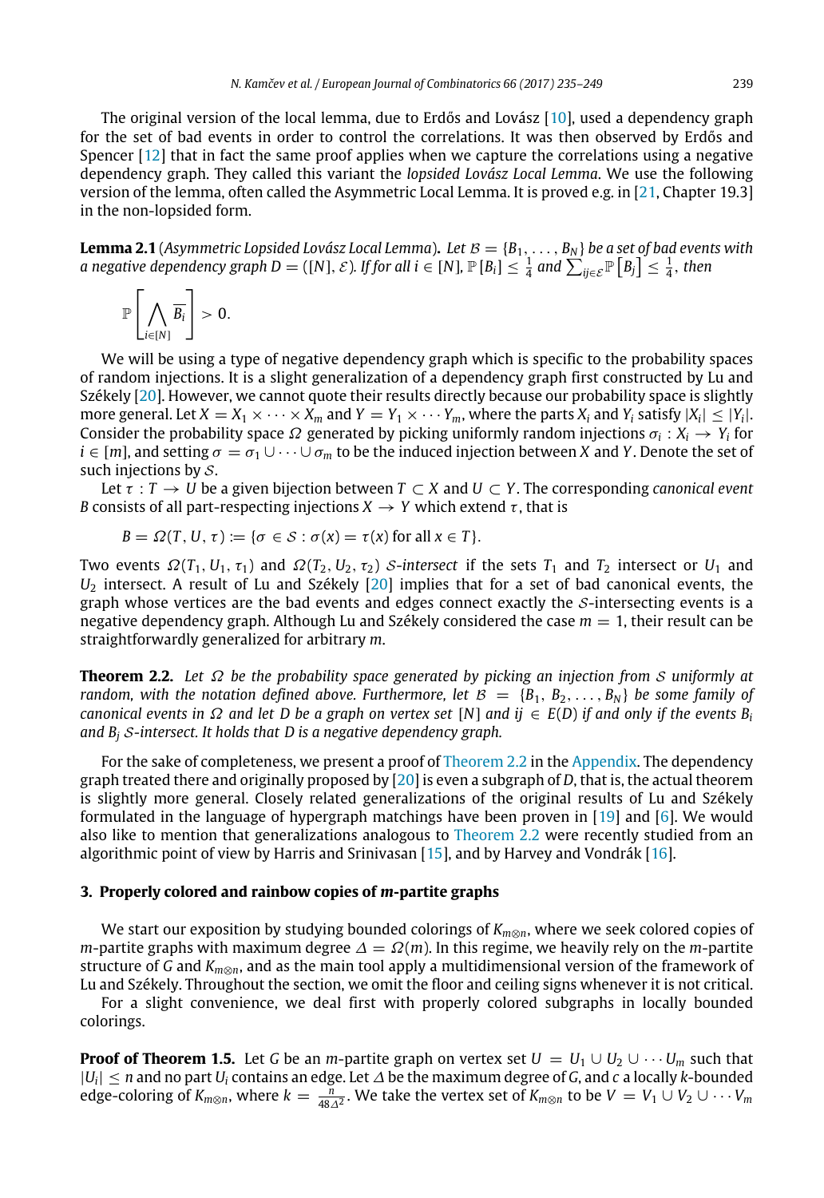The original version of the local lemma, due to Erdős and Lovász [10], used a dependency graph for the set of bad events in order to control the correlations. It was then observed by Erdős and Spencer [12] that in fact the same proof applies when we capture the correlations using a negative dependency graph. They called this variant the *lopsided Lovász Local Lemma*. We use the following version of the lemma, often called the Asymmetric Local Lemma. It is proved e.g. in [21, Chapter 19.3] in the non-lopsided form.

**Lemma 2.1** (*Asymmetric Lopsided Lovász Local Lemma*)**.** *Let $\mathcal{B} = \{B_1, \ldots, B_N\}$ be a set of bad events with a negative dependency graph $D = ([N], \mathcal{E})$. If for all $i \in [N]$, $\mathbb{P}[B_i] \le \frac{1}{4}$ and $\sum_{ij \in \mathcal{E}} \mathbb{P}[B_j] \le \frac{1}{4}$, then*

$$\mathbb{P}\left[\bigwedge_{i \in [N]} \overline{B_i}\right] > 0.$$

We will be using a type of negative dependency graph which is specific to the probability spaces of random injections. It is a slight generalization of a dependency graph first constructed by Lu and Székely [20]. However, we cannot quote their results directly because our probability space is slightly more general. Let $X = X_1 \times \cdots \times X_m$ and $Y = Y_1 \times \cdots Y_m$, where the parts $X_i$ and $Y_i$ satisfy $|X_i| \le |Y_i|$. Consider the probability space $\Omega$ generated by picking uniformly random injections $\sigma_i : X_i \to Y_i$ for $i \in [m]$, and setting $\sigma = \sigma_1 \cup \cdots \cup \sigma_m$ to be the induced injection between $X$ and $Y$. Denote the set of such injections by $\mathcal{S}$.

Let $\tau : T \to U$ be a given bijection between $T \subset X$ and $U \subset Y$. The corresponding *canonical event* $B$ consists of all part-respecting injections $X \to Y$ which extend $\tau$, that is

$$B = \Omega(T, U, \tau) := \{\sigma \in \mathcal{S} : \sigma(x) = \tau(x) \text{ for all } x \in T\}.$$

Two events $\Omega(T_1, U_1, \tau_1)$ and $\Omega(T_2, U_2, \tau_2)$ $\mathcal{S}$-*intersect* if the sets $T_1$ and $T_2$ intersect or $U_1$ and $U_2$ intersect. A result of Lu and Székely [20] implies that for a set of bad canonical events, the graph whose vertices are the bad events and edges connect exactly the $\mathcal{S}$-intersecting events is a negative dependency graph. Although Lu and Székely considered the case $m = 1$, their result can be straightforwardly generalized for arbitrary $m$.

**Theorem 2.2.** *Let $\Omega$ be the probability space generated by picking an injection from $\mathcal{S}$ uniformly at random, with the notation defined above. Furthermore, let $\mathcal{B} = \{B_1, B_2, \ldots, B_N\}$ be some family of canonical events in $\Omega$ and let $D$ be a graph on vertex set $[N]$ and $ij \in E(D)$ if and only if the events $B_i$ and $B_j$ $\mathcal{S}$-intersect. It holds that $D$ is a negative dependency graph.*

For the sake of completeness, we present a proof of Theorem 2.2 in the Appendix. The dependency graph treated there and originally proposed by [20] is even a subgraph of $D$, that is, the actual theorem is slightly more general. Closely related generalizations of the original results of Lu and Székely formulated in the language of hypergraph matchings have been proven in [19] and [6]. We would also like to mention that generalizations analogous to Theorem 2.2 were recently studied from an algorithmic point of view by Harris and Srinivasan [15], and by Harvey and Vondrák [16].

## 3. Properly colored and rainbow copies of *m*-partite graphs

We start our exposition by studying bounded colorings of $K_{m \otimes n}$, where we seek colored copies of $m$-partite graphs with maximum degree $\Delta = \Omega(m)$. In this regime, we heavily rely on the $m$-partite structure of $G$ and $K_{m \otimes n}$, and as the main tool apply a multidimensional version of the framework of Lu and Székely. Throughout the section, we omit the floor and ceiling signs whenever it is not critical.

For a slight convenience, we deal first with properly colored subgraphs in locally bounded colorings.

**Proof of Theorem 1.5.** Let $G$ be an $m$-partite graph on vertex set $U = U_1 \cup U_2 \cup \cdots U_m$ such that $|U_i| \le n$ and no part $U_i$ contains an edge. Let $\Delta$ be the maximum degree of $G$, and $c$ a locally $k$-bounded edge-coloring of $K_{m \otimes n}$, where $k = \frac{n}{48\Delta^2}$. We take the vertex set of $K_{m \otimes n}$ to be $V = V_1 \cup V_2 \cup \cdots V_m$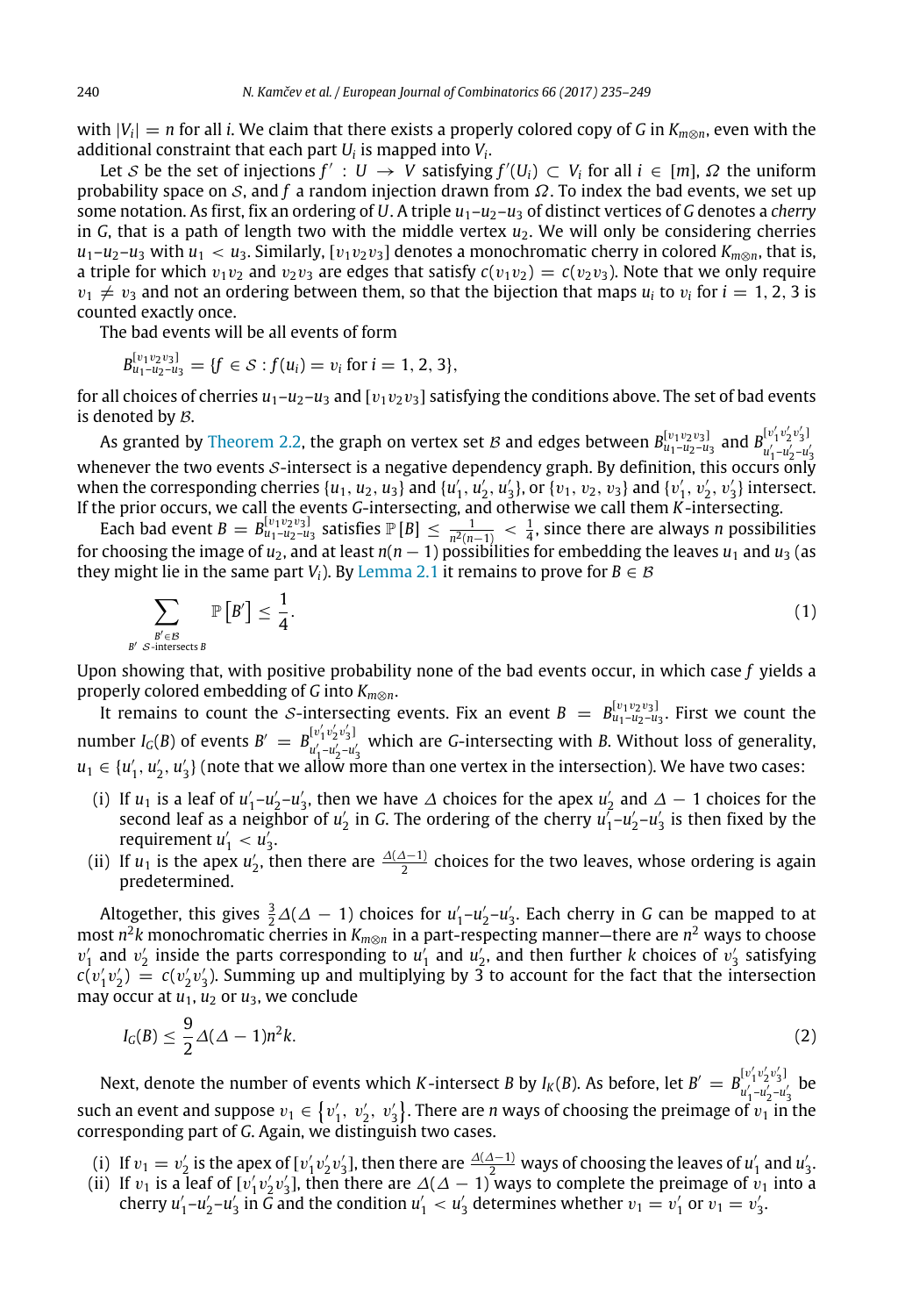with $|V_i| = n$ for all $i$. We claim that there exists a properly colored copy of $G$ in $K_{m\otimes n}$, even with the additional constraint that each part $U_i$ is mapped into $V_i$.

Let $\mathcal{S}$ be the set of injections $f' : U \to V$ satisfying $f'(U_i) \subset V_i$ for all $i \in [m]$, $\Omega$ the uniform probability space on $\mathcal{S}$, and $f$ a random injection drawn from $\Omega$. To index the bad events, we set up some notation. As first, fix an ordering of $U$. A triple $u_1$–$u_2$–$u_3$ of distinct vertices of $G$ denotes a *cherry* in $G$, that is a path of length two with the middle vertex $u_2$. We will only be considering cherries $u_1$–$u_2$–$u_3$ with $u_1 < u_3$. Similarly, $[v_1v_2v_3]$ denotes a monochromatic cherry in colored $K_{m\otimes n}$, that is, a triple for which $v_1v_2$ and $v_2v_3$ are edges that satisfy $c(v_1v_2) = c(v_2v_3)$. Note that we only require $v_1 \neq v_3$ and not an ordering between them, so that the bijection that maps $u_i$ to $v_i$ for $i = 1, 2, 3$ is counted exactly once.

The bad events will be all events of form

$$B^{[v_1v_2v_3]}_{u_1-u_2-u_3} = \{f \in \mathcal{S} : f(u_i) = v_i \text{ for } i = 1, 2, 3\},$$

for all choices of cherries $u_1$–$u_2$–$u_3$ and $[v_1v_2v_3]$ satisfying the conditions above. The set of bad events is denoted by $\mathcal{B}$.

As granted by Theorem 2.2, the graph on vertex set $\mathcal{B}$ and edges between $B^{[v_1v_2v_3]}_{u_1-u_2-u_3}$ and $B^{[v'_1v'_2v'_3]}_{u'_1-u'_2-u'_3}$ whenever the two events $\mathcal{S}$-intersect is a negative dependency graph. By definition, this occurs only when the corresponding cherries $\{u_1, u_2, u_3\}$ and $\{u'_1, u'_2, u'_3\}$, or $\{v_1, v_2, v_3\}$ and $\{v'_1, v'_2, v'_3\}$ intersect. If the prior occurs, we call the events $G$-intersecting, and otherwise we call them $K$-intersecting.

Each bad event $B = B^{[v_1v_2v_3]}_{u_1-u_2-u_3}$ satisfies $\mathbb{P}[B] \leq \frac{1}{n^2(n-1)} < \frac{1}{4}$, since there are always $n$ possibilities for choosing the image of $u_2$, and at least $n(n-1)$ possibilities for embedding the leaves $u_1$ and $u_3$ (as they might lie in the same part $V_i$). By Lemma 2.1 it remains to prove for $B \in \mathcal{B}$

$$\sum_{\substack{B' \in \mathcal{B} \\ B' \ \mathcal{S}\text{-intersects } B}} \mathbb{P}\left[B'\right] \leq \frac{1}{4}. \tag{1}$$

Upon showing that, with positive probability none of the bad events occur, in which case $f$ yields a properly colored embedding of $G$ into $K_{m\otimes n}$.

It remains to count the $\mathcal{S}$-intersecting events. Fix an event $B = B^{[v_1v_2v_3]}_{u_1-u_2-u_3}$. First we count the number $I_G(B)$ of events $B' = B^{[v'_1v'_2v'_3]}_{u'_1-u'_2-u'_3}$ which are $G$-intersecting with $B$. Without loss of generality, $u_1 \in \{u'_1, u'_2, u'_3\}$ (note that we allow more than one vertex in the intersection). We have two cases:

(i) If $u_1$ is a leaf of $u'_1$–$u'_2$–$u'_3$, then we have $\Delta$ choices for the apex $u'_2$ and $\Delta - 1$ choices for the second leaf as a neighbor of $u'_2$ in $G$. The ordering of the cherry $u'_1$–$u'_2$–$u'_3$ is then fixed by the requirement $u'_1 < u'_3$.

(ii) If $u_1$ is the apex $u'_2$, then there are $\frac{\Delta(\Delta-1)}{2}$ choices for the two leaves, whose ordering is again predetermined.

Altogether, this gives $\frac{3}{2}\Delta(\Delta - 1)$ choices for $u'_1$–$u'_2$–$u'_3$. Each cherry in $G$ can be mapped to at most $n^2k$ monochromatic cherries in $K_{m\otimes n}$ in a part-respecting manner—there are $n^2$ ways to choose $v'_1$ and $v'_2$ inside the parts corresponding to $u'_1$ and $u'_2$, and then further $k$ choices of $v'_3$ satisfying $c(v'_1v'_2) = c(v'_2v'_3)$. Summing up and multiplying by 3 to account for the fact that the intersection may occur at $u_1$, $u_2$ or $u_3$, we conclude

$$I_G(B) \leq \frac{9}{2}\Delta(\Delta - 1)n^2k. \tag{2}$$

Next, denote the number of events which $K$-intersect $B$ by $I_K(B)$. As before, let $B' = B^{[v'_1v'_2v'_3]}_{u'_1-u'_2-u'_3}$ be such an event and suppose $v_1 \in \{v'_1, v'_2, v'_3\}$. There are $n$ ways of choosing the preimage of $v_1$ in the corresponding part of $G$. Again, we distinguish two cases.

(i) If $v_1 = v'_2$ is the apex of $[v'_1v'_2v'_3]$, then there are $\frac{\Delta(\Delta-1)}{2}$ ways of choosing the leaves of $u'_1$ and $u'_3$.

(ii) If $v_1$ is a leaf of $[v'_1v'_2v'_3]$, then there are $\Delta(\Delta - 1)$ ways to complete the preimage of $v_1$ into a cherry $u'_1$–$u'_2$–$u'_3$ in $G$ and the condition $u'_1 < u'_3$ determines whether $v_1 = v'_1$ or $v_1 = v'_3$.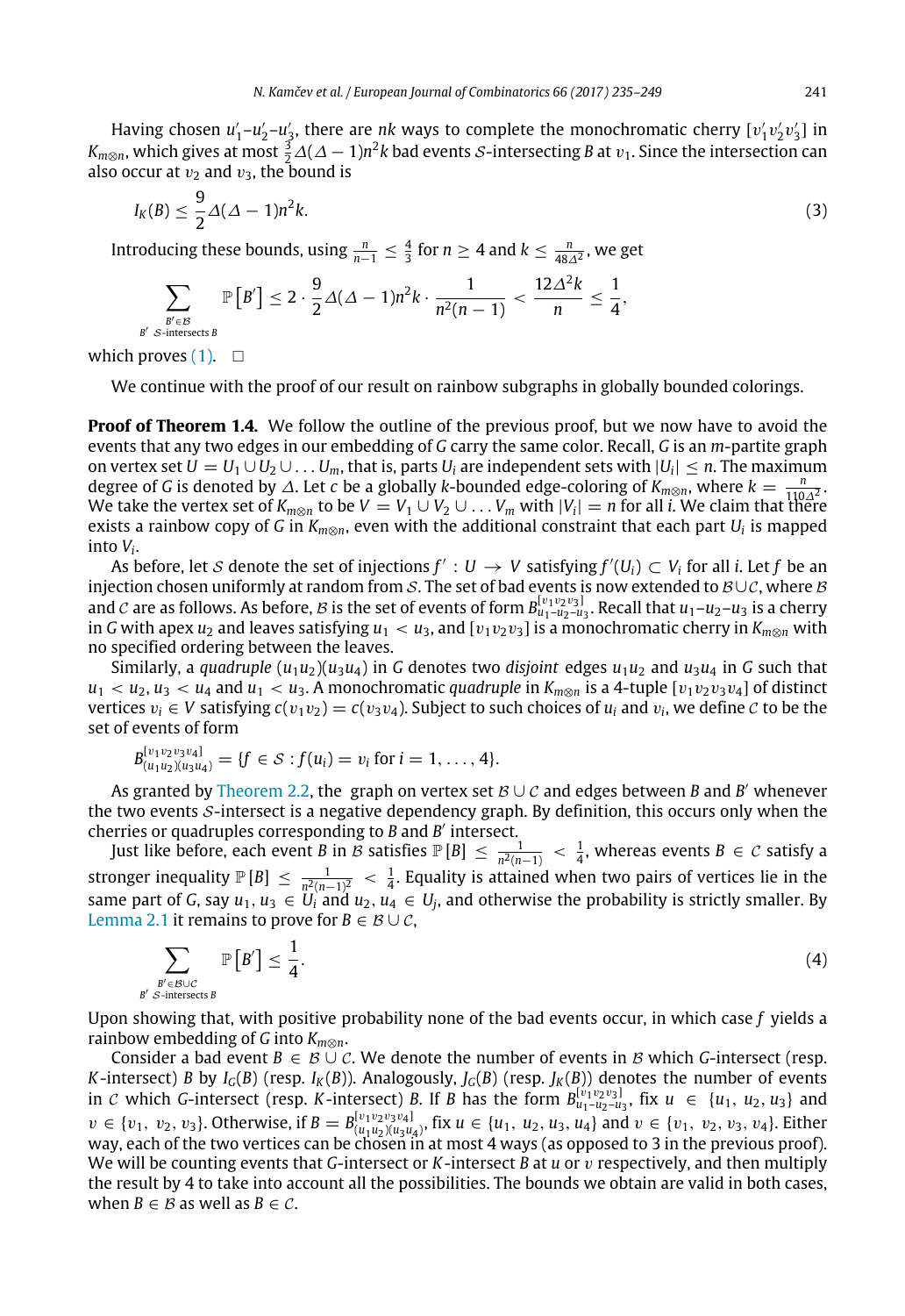Having chosen $u'_1$–$u'_2$–$u'_3$, there are $nk$ ways to complete the monochromatic cherry $[v'_1 v'_2 v'_3]$ in $K_{m\otimes n}$, which gives at most $\frac{3}{2}\Delta(\Delta-1)n^2k$ bad events $\mathcal{S}$-intersecting $B$ at $v_1$. Since the intersection can also occur at $v_2$ and $v_3$, the bound is

$$I_K(B) \leq \frac{9}{2}\Delta(\Delta-1)n^2k. \tag{3}$$

Introducing these bounds, using $\frac{n}{n-1} \leq \frac{4}{3}$ for $n \geq 4$ and $k \leq \frac{n}{48\Delta^2}$, we get

$$\sum_{\substack{B' \in \mathcal{B} \\ B' \ \mathcal{S}\text{-intersects } B}} \mathbb{P}\left[B'\right] \leq 2 \cdot \frac{9}{2}\Delta(\Delta-1)n^2k \cdot \frac{1}{n^2(n-1)} < \frac{12\Delta^2 k}{n} \leq \frac{1}{4},$$

which proves (1). $\square$

We continue with the proof of our result on rainbow subgraphs in globally bounded colorings.

**Proof of Theorem 1.4.** We follow the outline of the previous proof, but we now have to avoid the events that any two edges in our embedding of $G$ carry the same color. Recall, $G$ is an $m$-partite graph on vertex set $U = U_1 \cup U_2 \cup \ldots U_m$, that is, parts $U_i$ are independent sets with $|U_i| \leq n$. The maximum degree of $G$ is denoted by $\Delta$. Let $c$ be a globally $k$-bounded edge-coloring of $K_{m\otimes n}$, where $k = \frac{n}{110\Delta^2}$. We take the vertex set of $K_{m\otimes n}$ to be $V = V_1 \cup V_2 \cup \ldots V_m$ with $|V_i| = n$ for all $i$. We claim that there exists a rainbow copy of $G$ in $K_{m\otimes n}$, even with the additional constraint that each part $U_i$ is mapped into $V_i$.

As before, let $\mathcal{S}$ denote the set of injections $f' : U \to V$ satisfying $f'(U_i) \subset V_i$ for all $i$. Let $f$ be an injection chosen uniformly at random from $\mathcal{S}$. The set of bad events is now extended to $\mathcal{B} \cup \mathcal{C}$, where $\mathcal{B}$ and $\mathcal{C}$ are as follows. As before, $\mathcal{B}$ is the set of events of form $B^{[v_1v_2v_3]}_{u_1-u_2-u_3}$. Recall that $u_1$–$u_2$–$u_3$ is a cherry in $G$ with apex $u_2$ and leaves satisfying $u_1 < u_3$, and $[v_1v_2v_3]$ is a monochromatic cherry in $K_{m\otimes n}$ with no specified ordering between the leaves.

Similarly, a *quadruple* $(u_1u_2)(u_3u_4)$ in $G$ denotes two *disjoint* edges $u_1u_2$ and $u_3u_4$ in $G$ such that $u_1 < u_2$, $u_3 < u_4$ and $u_1 < u_3$. A monochromatic *quadruple* in $K_{m\otimes n}$ is a 4-tuple $[v_1v_2v_3v_4]$ of distinct vertices $v_i \in V$ satisfying $c(v_1v_2) = c(v_3v_4)$. Subject to such choices of $u_i$ and $v_i$, we define $\mathcal{C}$ to be the set of events of form

$$B^{[v_1v_2v_3v_4]}_{(u_1u_2)(u_3u_4)} = \{f \in \mathcal{S} : f(u_i) = v_i \text{ for } i = 1, \ldots, 4\}.$$

As granted by Theorem 2.2, the graph on vertex set $\mathcal{B} \cup \mathcal{C}$ and edges between $B$ and $B'$ whenever the two events $\mathcal{S}$-intersect is a negative dependency graph. By definition, this occurs only when the cherries or quadruples corresponding to $B$ and $B'$ intersect.

Just like before, each event $B$ in $\mathcal{B}$ satisfies $\mathbb{P}[B] \leq \frac{1}{n^2(n-1)} < \frac{1}{4}$, whereas events $B \in \mathcal{C}$ satisfy a stronger inequality $\mathbb{P}[B] \leq \frac{1}{n^2(n-1)^2} < \frac{1}{4}$. Equality is attained when two pairs of vertices lie in the same part of $G$, say $u_1, u_3 \in U_i$ and $u_2, u_4 \in U_j$, and otherwise the probability is strictly smaller. By Lemma 2.1 it remains to prove for $B \in \mathcal{B} \cup \mathcal{C}$,

$$\sum_{\substack{B' \in \mathcal{B} \cup \mathcal{C} \\ B' \ \mathcal{S}\text{-intersects } B}} \mathbb{P}\left[B'\right] \leq \frac{1}{4}. \tag{4}$$

Upon showing that, with positive probability none of the bad events occur, in which case $f$ yields a rainbow embedding of $G$ into $K_{m\otimes n}$.

Consider a bad event $B \in \mathcal{B} \cup \mathcal{C}$. We denote the number of events in $\mathcal{B}$ which $G$-intersect (resp. $K$-intersect) $B$ by $I_G(B)$ (resp. $I_K(B)$). Analogously, $J_G(B)$ (resp. $J_K(B)$) denotes the number of events in $\mathcal{C}$ which $G$-intersect (resp. $K$-intersect) $B$. If $B$ has the form $B^{[v_1v_2v_3]}_{u_1-u_2-u_3}$, fix $u \in \{u_1, u_2, u_3\}$ and $v \in \{v_1, v_2, v_3\}$. Otherwise, if $B = B^{[v_1v_2v_3v_4]}_{(u_1u_2)(u_3u_4)}$, fix $u \in \{u_1, u_2, u_3, u_4\}$ and $v \in \{v_1, v_2, v_3, v_4\}$. Either way, each of the two vertices can be chosen in at most 4 ways (as opposed to 3 in the previous proof). We will be counting events that $G$-intersect or $K$-intersect $B$ at $u$ or $v$ respectively, and then multiply the result by 4 to take into account all the possibilities. The bounds we obtain are valid in both cases, when $B \in \mathcal{B}$ as well as $B \in \mathcal{C}$.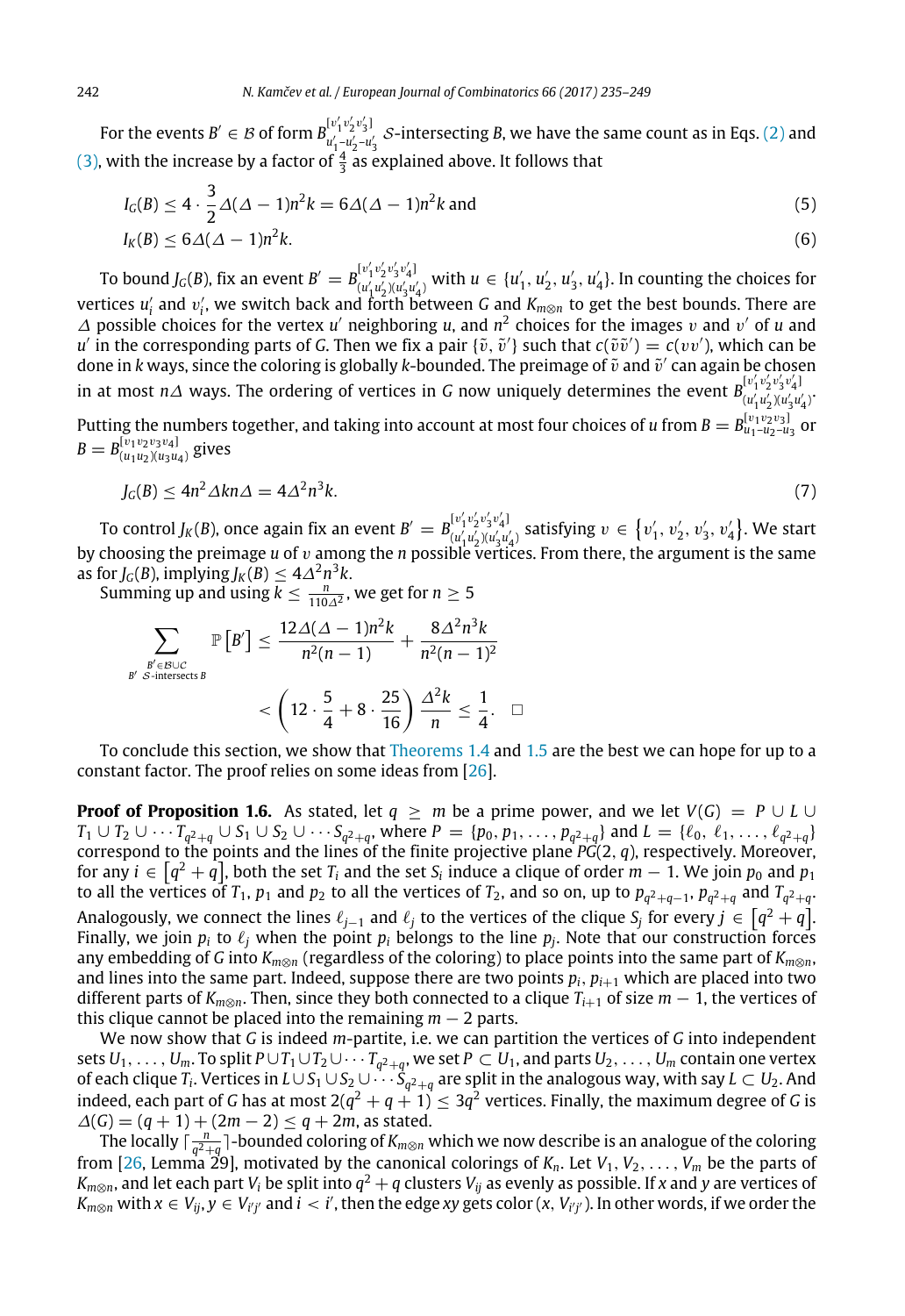For the events $B' \in \mathcal{B}$ of form $B^{[v_1'v_2'v_3']}_{u_1'-u_2'-u_3'}$ $\mathcal{S}$-intersecting $B$, we have the same count as in Eqs. (2) and (3), with the increase by a factor of $\frac{4}{3}$ as explained above. It follows that

$$I_G(B) \le 4 \cdot \frac{3}{2}\Delta(\Delta-1)n^2k = 6\Delta(\Delta-1)n^2k \text{ and} \tag{5}$$

$$I_K(B) \le 6\Delta(\Delta-1)n^2k. \tag{6}$$

To bound $J_G(B)$, fix an event $B' = B^{[v_1'v_2'v_3'v_4']}_{(u_1'u_2')(u_3'u_4')}$ with $u \in \{u_1', u_2', u_3', u_4'\}$. In counting the choices for vertices $u_i'$ and $v_i'$, we switch back and forth between $G$ and $K_{m\otimes n}$ to get the best bounds. There are $\Delta$ possible choices for the vertex $u'$ neighboring $u$, and $n^2$ choices for the images $v$ and $v'$ of $u$ and $u'$ in the corresponding parts of $G$. Then we fix a pair $\{\tilde{v}, \tilde{v}'\}$ such that $c(\tilde{v}\tilde{v}') = c(vv')$, which can be done in $k$ ways, since the coloring is globally $k$-bounded. The preimage of $\tilde{v}$ and $\tilde{v}'$ can again be chosen in at most $n\Delta$ ways. The ordering of vertices in $G$ now uniquely determines the event $B^{[v_1'v_2'v_3'v_4']}_{(u_1'u_2')(u_3'u_4')}$. Putting the numbers together, and taking into account at most four choices of $u$ from $B = B^{[v_1v_2v_3]}_{u_1-u_2-u_3}$ or $B = B^{[v_1v_2v_3v_4]}_{(u_1u_2)(u_3u_4)}$ gives

$$J_G(B) \le 4n^2\Delta kn\Delta = 4\Delta^2n^3k. \tag{7}$$

To control $J_K(B)$, once again fix an event $B' = B^{[v_1'v_2'v_3'v_4']}_{(u_1'u_2')(u_3'u_4')}$ satisfying $v \in \{v_1', v_2', v_3', v_4'\}$. We start by choosing the preimage $u$ of $v$ among the $n$ possible vertices. From there, the argument is the same as for $J_G(B)$, implying $J_K(B) \le 4\Delta^2n^3k$.

Summing up and using $k \le \frac{n}{110\Delta^2}$, we get for $n \ge 5$

$$\sum_{\substack{B' \in \mathcal{B}\cup\mathcal{C} \\ B' \ \mathcal{S}\text{-intersects } B}} \mathbb{P}\left[B'\right] \le \frac{12\Delta(\Delta-1)n^2k}{n^2(n-1)} + \frac{8\Delta^2n^3k}{n^2(n-1)^2}$$
$$< \left(12 \cdot \frac{5}{4} + 8 \cdot \frac{25}{16}\right)\frac{\Delta^2k}{n} \le \frac{1}{4}. \quad \square$$

To conclude this section, we show that Theorems 1.4 and 1.5 are the best we can hope for up to a constant factor. The proof relies on some ideas from [26].

**Proof of Proposition 1.6.** As stated, let $q \ge m$ be a prime power, and we let $V(G) = P \cup L \cup T_1 \cup T_2 \cup \cdots T_{q^2+q} \cup S_1 \cup S_2 \cup \cdots S_{q^2+q}$, where $P = \{p_0, p_1, \ldots, p_{q^2+q}\}$ and $L = \{\ell_0, \ell_1, \ldots, \ell_{q^2+q}\}$ correspond to the points and the lines of the finite projective plane $PG(2, q)$, respectively. Moreover, for any $i \in [q^2+q]$, both the set $T_i$ and the set $S_i$ induce a clique of order $m-1$. We join $p_0$ and $p_1$ to all the vertices of $T_1$, $p_1$ and $p_2$ to all the vertices of $T_2$, and so on, up to $p_{q^2+q-1}$, $p_{q^2+q}$ and $T_{q^2+q}$. Analogously, we connect the lines $\ell_{j-1}$ and $\ell_j$ to the vertices of the clique $S_j$ for every $j \in [q^2+q]$. Finally, we join $p_i$ to $\ell_j$ when the point $p_i$ belongs to the line $p_j$. Note that our construction forces any embedding of $G$ into $K_{m\otimes n}$ (regardless of the coloring) to place points into the same part of $K_{m\otimes n}$, and lines into the same part. Indeed, suppose there are two points $p_i$, $p_{i+1}$ which are placed into two different parts of $K_{m\otimes n}$. Then, since they both connected to a clique $T_{i+1}$ of size $m-1$, the vertices of this clique cannot be placed into the remaining $m-2$ parts.

We now show that $G$ is indeed $m$-partite, i.e. we can partition the vertices of $G$ into independent sets $U_1, \ldots, U_m$. To split $P \cup T_1 \cup T_2 \cup \cdots T_{q^2+q}$, we set $P \subset U_1$, and parts $U_2, \ldots, U_m$ contain one vertex of each clique $T_i$. Vertices in $L \cup S_1 \cup S_2 \cup \cdots S_{q^2+q}$ are split in the analogous way, with say $L \subset U_2$. And indeed, each part of $G$ has at most $2(q^2+q+1) \le 3q^2$ vertices. Finally, the maximum degree of $G$ is $\Delta(G) = (q+1) + (2m-2) \le q+2m$, as stated.

The locally $\lceil \frac{n}{q^2+q} \rceil$-bounded coloring of $K_{m\otimes n}$ which we now describe is an analogue of the coloring from [26, Lemma 29], motivated by the canonical colorings of $K_n$. Let $V_1, V_2, \ldots, V_m$ be the parts of $K_{m\otimes n}$, and let each part $V_i$ be split into $q^2+q$ clusters $V_{ij}$ as evenly as possible. If $x$ and $y$ are vertices of $K_{m\otimes n}$ with $x \in V_{ij}$, $y \in V_{i'j'}$ and $i < i'$, then the edge $xy$ gets color $(x, V_{i'j'})$. In other words, if we order the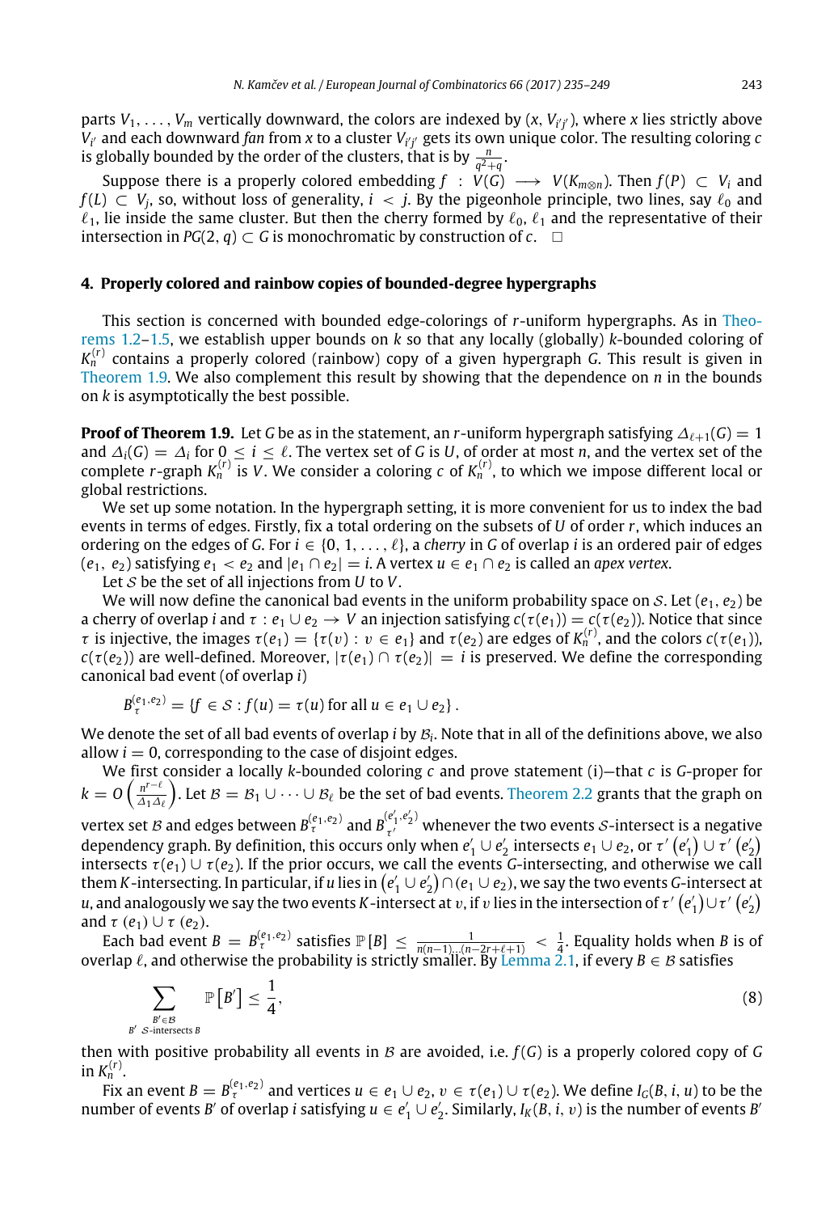parts $V_1, \dots, V_m$ vertically downward, the colors are indexed by $(x, V_{i'j'})$, where $x$ lies strictly above $V_{i'}$ and each downward *fan* from $x$ to a cluster $V_{i'j'}$ gets its own unique color. The resulting coloring $c$ is globally bounded by the order of the clusters, that is by $\frac{n}{q^2+q}$.

Suppose there is a properly colored embedding $f : V(G) \longrightarrow V(K_{m\otimes n})$. Then $f(P) \subset V_i$ and $f(L) \subset V_j$, so, without loss of generality, $i < j$. By the pigeonhole principle, two lines, say $\ell_0$ and $\ell_1$, lie inside the same cluster. But then the cherry formed by $\ell_0$, $\ell_1$ and the representative of their intersection in $PG(2, q) \subset G$ is monochromatic by construction of $c$. $\square$

## 4. Properly colored and rainbow copies of bounded-degree hypergraphs

This section is concerned with bounded edge-colorings of $r$-uniform hypergraphs. As in Theorems 1.2–1.5, we establish upper bounds on $k$ so that any locally (globally) $k$-bounded coloring of $K_n^{(r)}$ contains a properly colored (rainbow) copy of a given hypergraph $G$. This result is given in Theorem 1.9. We also complement this result by showing that the dependence on $n$ in the bounds on $k$ is asymptotically the best possible.

**Proof of Theorem 1.9.** Let $G$ be as in the statement, an $r$-uniform hypergraph satisfying $\Delta_{\ell+1}(G) = 1$ and $\Delta_i(G) = \Delta_i$ for $0 \le i \le \ell$. The vertex set of $G$ is $U$, of order at most $n$, and the vertex set of the complete $r$-graph $K_n^{(r)}$ is $V$. We consider a coloring $c$ of $K_n^{(r)}$, to which we impose different local or global restrictions.

We set up some notation. In the hypergraph setting, it is more convenient for us to index the bad events in terms of edges. Firstly, fix a total ordering on the subsets of $U$ of order $r$, which induces an ordering on the edges of $G$. For $i \in \{0, 1, \dots, \ell\}$, a *cherry* in $G$ of overlap $i$ is an ordered pair of edges $(e_1, e_2)$ satisfying $e_1 < e_2$ and $|e_1 \cap e_2| = i$. A vertex $u \in e_1 \cap e_2$ is called an *apex vertex*.

Let $\mathcal{S}$ be the set of all injections from $U$ to $V$.

We will now define the canonical bad events in the uniform probability space on $\mathcal{S}$. Let $(e_1, e_2)$ be a cherry of overlap $i$ and $\tau : e_1 \cup e_2 \to V$ an injection satisfying $c(\tau(e_1)) = c(\tau(e_2))$. Notice that since $\tau$ is injective, the images $\tau(e_1) = \{\tau(v) : v \in e_1\}$ and $\tau(e_2)$ are edges of $K_n^{(r)}$, and the colors $c(\tau(e_1))$, $c(\tau(e_2))$ are well-defined. Moreover, $|\tau(e_1) \cap \tau(e_2)| = i$ is preserved. We define the corresponding canonical bad event (of overlap $i$)

$$B_\tau^{(e_1,e_2)} = \{f \in \mathcal{S} : f(u) = \tau(u) \text{ for all } u \in e_1 \cup e_2\}.$$

We denote the set of all bad events of overlap $i$ by $\mathcal{B}_i$. Note that in all of the definitions above, we also allow $i = 0$, corresponding to the case of disjoint edges.

We first consider a locally $k$-bounded coloring $c$ and prove statement (i)—that $c$ is $G$-proper for $k = O\left(\frac{n^{r-\ell}}{\Delta_1 \Delta_\ell}\right)$. Let $\mathcal{B} = \mathcal{B}_1 \cup \dots \cup \mathcal{B}_\ell$ be the set of bad events. Theorem 2.2 grants that the graph on vertex set $\mathcal{B}$ and edges between $B_\tau^{(e_1,e_2)}$ and $B_{\tau'}^{(e_1',e_2')}$ whenever the two events $\mathcal{S}$-intersect is a negative dependency graph. By definition, this occurs only when $e_1' \cup e_2'$ intersects $e_1 \cup e_2$, or $\tau'\left(e_1'\right) \cup \tau'\left(e_2'\right)$ intersects $\tau(e_1) \cup \tau(e_2)$. If the prior occurs, we call the events $G$-intersecting, and otherwise we call them $K$-intersecting. In particular, if $u$ lies in $\left(e_1' \cup e_2'\right) \cap (e_1 \cup e_2)$, we say the two events $G$-intersect at $u$, and analogously we say the two events $K$-intersect at $v$, if $v$ lies in the intersection of $\tau'\left(e_1'\right) \cup \tau'\left(e_2'\right)$ and $\tau\left(e_1\right) \cup \tau\left(e_2\right)$.

Each bad event $B = B_\tau^{(e_1,e_2)}$ satisfies $\mathbb{P}[B] \le \frac{1}{n(n-1)\dots(n-2r+\ell+1)} < \frac{1}{4}$. Equality holds when $B$ is of overlap $\ell$, and otherwise the probability is strictly smaller. By Lemma 2.1, if every $B \in \mathcal{B}$ satisfies

$$\sum_{\substack{B' \in \mathcal{B} \\ B' \ \mathcal{S}\text{-intersects } B}} \mathbb{P}\left[B'\right] \le \frac{1}{4}, \tag{8}$$

then with positive probability all events in $\mathcal{B}$ are avoided, i.e. $f(G)$ is a properly colored copy of $G$ in $K_n^{(r)}$.

Fix an event $B = B_\tau^{(e_1,e_2)}$ and vertices $u \in e_1 \cup e_2$, $v \in \tau(e_1) \cup \tau(e_2)$. We define $I_G(B, i, u)$ to be the number of events $B'$ of overlap $i$ satisfying $u \in e_1' \cup e_2'$. Similarly, $I_K(B, i, v)$ is the number of events $B'$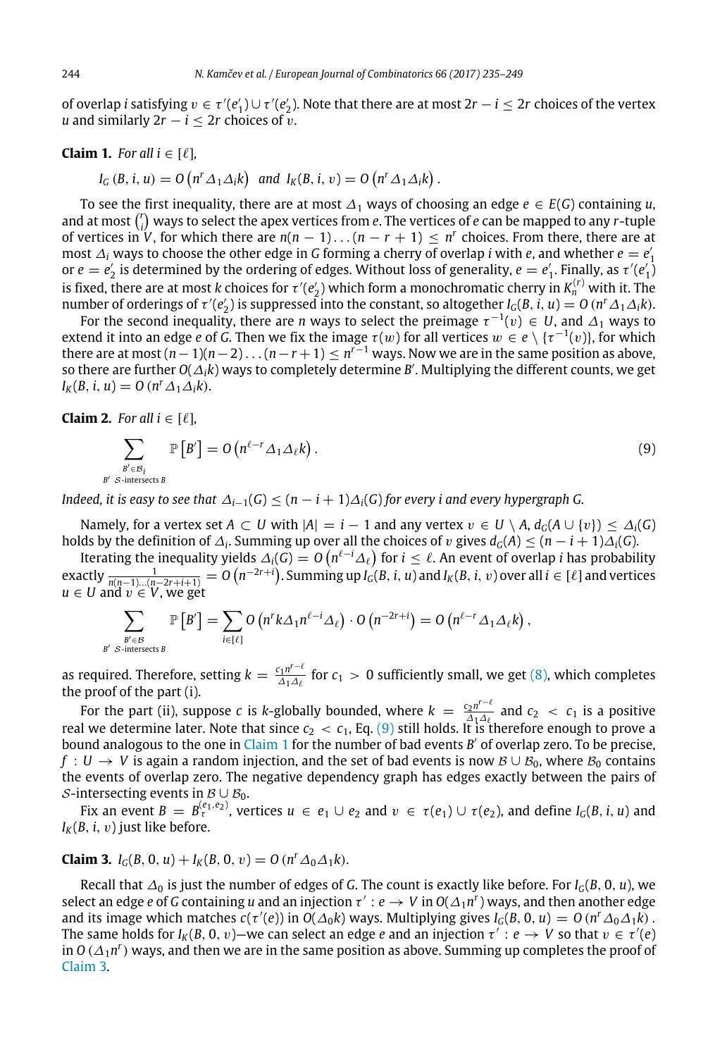of overlap $i$ satisfying $v \in \tau'(e_1') \cup \tau'(e_2')$. Note that there are at most $2r - i \le 2r$ choices of the vertex $u$ and similarly $2r - i \le 2r$ choices of $v$.

**Claim 1.** *For all* $i \in [\ell]$,

$$I_G(B, i, u) = O\left(n^r \Delta_1 \Delta_i k\right) \text{ and } I_K(B, i, v) = O\left(n^r \Delta_1 \Delta_i k\right).$$

To see the first inequality, there are at most $\Delta_1$ ways of choosing an edge $e \in E(G)$ containing $u$, and at most $\binom{r}{i}$ ways to select the apex vertices from $e$. The vertices of $e$ can be mapped to any $r$-tuple of vertices in $V$, for which there are $n(n-1)\dots(n-r+1) \le n^r$ choices. From there, there are at most $\Delta_i$ ways to choose the other edge in $G$ forming a cherry of overlap $i$ with $e$, and whether $e = e_1'$ or $e = e_2'$ is determined by the ordering of edges. Without loss of generality, $e = e_1'$. Finally, as $\tau'(e_1')$ is fixed, there are at most $k$ choices for $\tau'(e_2')$ which form a monochromatic cherry in $K_n^{(r)}$ with it. The number of orderings of $\tau'(e_2')$ is suppressed into the constant, so altogether $I_G(B, i, u) = O\left(n^r \Delta_1 \Delta_i k\right)$.

For the second inequality, there are $n$ ways to select the preimage $\tau^{-1}(v) \in U$, and $\Delta_1$ ways to extend it into an edge $e$ of $G$. Then we fix the image $\tau(w)$ for all vertices $w \in e \setminus \{\tau^{-1}(v)\}$, for which there are at most $(n-1)(n-2)\dots(n-r+1) \le n^{r-1}$ ways. Now we are in the same position as above, so there are further $O(\Delta_i k)$ ways to completely determine $B'$. Multiplying the different counts, we get $I_K(B, i, u) = O\left(n^r \Delta_1 \Delta_i k\right)$.

**Claim 2.** *For all* $i \in [\ell]$,

$$\sum_{\substack{B' \in \mathcal{B}_i \\ B' \ \mathcal{S}\text{-intersects } B}} \mathbb{P}\left[B'\right] = O\left(n^{\ell - r} \Delta_1 \Delta_\ell k\right). \tag{9}$$

*Indeed, it is easy to see that* $\Delta_{i-1}(G) \le (n - i + 1)\Delta_i(G)$ *for every* $i$ *and every hypergraph* $G$.

Namely, for a vertex set $A \subset U$ with $|A| = i - 1$ and any vertex $v \in U \setminus A$, $d_G(A \cup \{v\}) \le \Delta_i(G)$ holds by the definition of $\Delta_i$. Summing up over all the choices of $v$ gives $d_G(A) \le (n - i + 1)\Delta_i(G)$.

Iterating the inequality yields $\Delta_i(G) = O\left(n^{\ell - i}\Delta_\ell\right)$ for $i \le \ell$. An event of overlap $i$ has probability exactly $\frac{1}{n(n-1)\dots(n-2r+i+1)} = O\left(n^{-2r+i}\right)$. Summing up $I_G(B, i, u)$ and $I_K(B, i, v)$ over all $i \in [\ell]$ and vertices $u \in U$ and $v \in V$, we get

$$\sum_{\substack{B' \in \mathcal{B} \\ B' \ \mathcal{S}\text{-intersects } B}} \mathbb{P}\left[B'\right] = \sum_{i \in [\ell]} O\left(n^r k \Delta_1 n^{\ell - i} \Delta_\ell\right) \cdot O\left(n^{-2r+i}\right) = O\left(n^{\ell - r} \Delta_1 \Delta_\ell k\right),$$

as required. Therefore, setting $k = \frac{c_1 n^{r-\ell}}{\Delta_1 \Delta_\ell}$ for $c_1 > 0$ sufficiently small, we get (8), which completes the proof of the part (i).

For the part (ii), suppose $c$ is $k$-globally bounded, where $k = \frac{c_2 n^{r-\ell}}{\Delta_1 \Delta_\ell}$ and $c_2 < c_1$ is a positive real we determine later. Note that since $c_2 < c_1$, Eq. (9) still holds. It is therefore enough to prove a bound analogous to the one in Claim 1 for the number of bad events $B'$ of overlap zero. To be precise, $f : U \to V$ is again a random injection, and the set of bad events is now $\mathcal{B} \cup \mathcal{B}_0$, where $\mathcal{B}_0$ contains the events of overlap zero. The negative dependency graph has edges exactly between the pairs of $\mathcal{S}$-intersecting events in $\mathcal{B} \cup \mathcal{B}_0$.

Fix an event $B = B_\tau^{(e_1, e_2)}$, vertices $u \in e_1 \cup e_2$ and $v \in \tau(e_1) \cup \tau(e_2)$, and define $I_G(B, i, u)$ and $I_K(B, i, v)$ just like before.

**Claim 3.** $I_G(B, 0, u) + I_K(B, 0, v) = O\left(n^r \Delta_0 \Delta_1 k\right)$.

Recall that $\Delta_0$ is just the number of edges of $G$. The count is exactly like before. For $I_G(B, 0, u)$, we select an edge $e$ of $G$ containing $u$ and an injection $\tau' : e \to V$ in $O(\Delta_1 n^r)$ ways, and then another edge and its image which matches $c(\tau'(e))$ in $O(\Delta_0 k)$ ways. Multiplying gives $I_G(B, 0, u) = O\left(n^r \Delta_0 \Delta_1 k\right)$. The same holds for $I_K(B, 0, v)$—we can select an edge $e$ and an injection $\tau' : e \to V$ so that $v \in \tau'(e)$ in $O\left(\Delta_1 n^r\right)$ ways, and then we are in the same position as above. Summing up completes the proof of Claim 3.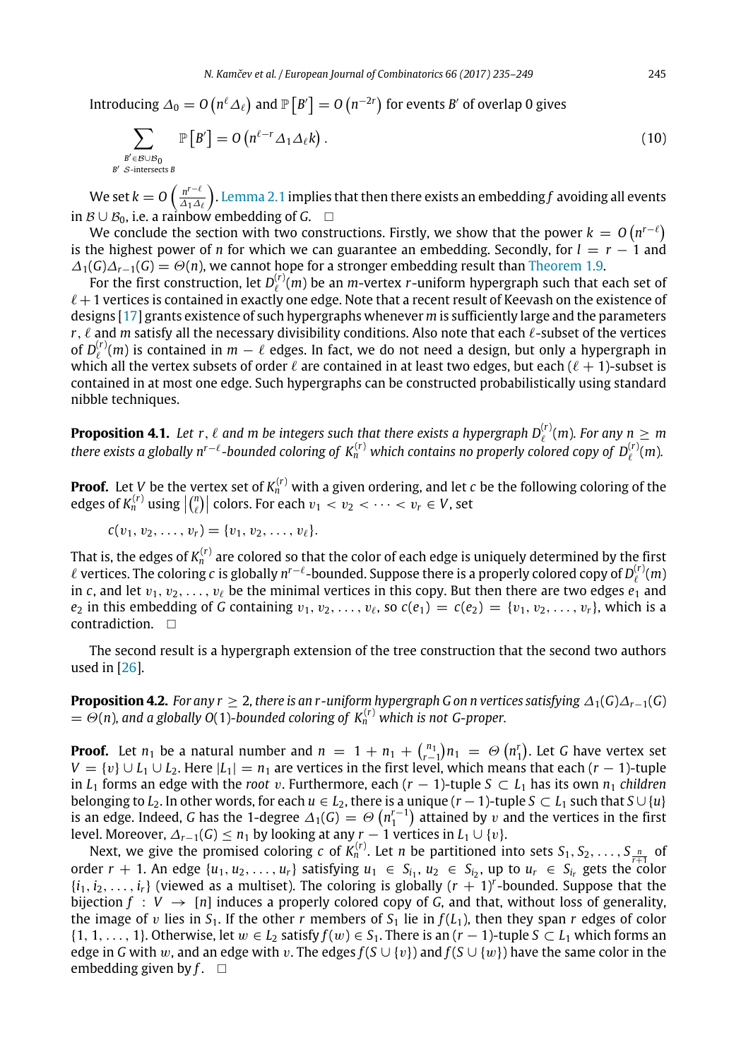Introducing $\Delta_0 = O\left(n^{\ell}\Delta_{\ell}\right)$ and $\mathbb{P}\left[B'\right] = O\left(n^{-2r}\right)$ for events $B'$ of overlap 0 gives

$$\sum_{\substack{B' \in \mathcal{B} \cup \mathcal{B}_0 \\ B' \ \mathcal{S}\text{-intersects } B}} \mathbb{P}\left[B'\right] = O\left(n^{\ell - r}\Delta_1 \Delta_{\ell} k\right). \tag{10}$$

We set $k = O\left(\frac{n^{r-\ell}}{\Delta_1 \Delta_{\ell}}\right)$. Lemma 2.1 implies that then there exists an embedding $f$ avoiding all events in $\mathcal{B} \cup \mathcal{B}_0$, i.e. a rainbow embedding of $G$. $\square$

We conclude the section with two constructions. Firstly, we show that the power $k = O\left(n^{r-\ell}\right)$ is the highest power of $n$ for which we can guarantee an embedding. Secondly, for $l = r - 1$ and $\Delta_1(G)\Delta_{r-1}(G) = \Theta(n)$, we cannot hope for a stronger embedding result than Theorem 1.9.

For the first construction, let $D_{\ell}^{(r)}(m)$ be an $m$-vertex $r$-uniform hypergraph such that each set of $\ell + 1$ vertices is contained in exactly one edge. Note that a recent result of Keevash on the existence of designs [17] grants existence of such hypergraphs whenever $m$ is sufficiently large and the parameters $r$, $\ell$ and $m$ satisfy all the necessary divisibility conditions. Also note that each $\ell$-subset of the vertices of $D_{\ell}^{(r)}(m)$ is contained in $m - \ell$ edges. In fact, we do not need a design, but only a hypergraph in which all the vertex subsets of order $\ell$ are contained in at least two edges, but each $(\ell + 1)$-subset is contained in at most one edge. Such hypergraphs can be constructed probabilistically using standard nibble techniques.

**Proposition 4.1.** *Let $r$, $\ell$ and $m$ be integers such that there exists a hypergraph $D_{\ell}^{(r)}(m)$. For any $n \geq m$ there exists a globally $n^{r-\ell}$-bounded coloring of $K_n^{(r)}$ which contains no properly colored copy of $D_{\ell}^{(r)}(m)$.*

**Proof.** Let $V$ be the vertex set of $K_n^{(r)}$ with a given ordering, and let $c$ be the following coloring of the edges of $K_n^{(r)}$ using $\left|\binom{n}{\ell}\right|$ colors. For each $v_1 < v_2 < \cdots < v_r \in V$, set

$$c(v_1, v_2, \ldots, v_r) = \{v_1, v_2, \ldots, v_{\ell}\}.$$

That is, the edges of $K_n^{(r)}$ are colored so that the color of each edge is uniquely determined by the first $\ell$ vertices. The coloring $c$ is globally $n^{r-\ell}$-bounded. Suppose there is a properly colored copy of $D_{\ell}^{(r)}(m)$ in $c$, and let $v_1, v_2, \ldots, v_{\ell}$ be the minimal vertices in this copy. But then there are two edges $e_1$ and $e_2$ in this embedding of $G$ containing $v_1, v_2, \ldots, v_{\ell}$, so $c(e_1) = c(e_2) = \{v_1, v_2, \ldots, v_r\}$, which is a contradiction. $\square$

The second result is a hypergraph extension of the tree construction that the second two authors used in [26].

**Proposition 4.2.** *For any $r \geq 2$, there is an $r$-uniform hypergraph $G$ on $n$ vertices satisfying $\Delta_1(G)\Delta_{r-1}(G) = \Theta(n)$, and a globally $O(1)$-bounded coloring of $K_n^{(r)}$ which is not $G$-proper.*

**Proof.** Let $n_1$ be a natural number and $n = 1 + n_1 + \binom{n_1}{r-1}n_1 = \Theta\left(n_1^r\right)$. Let $G$ have vertex set $V = \{v\} \cup L_1 \cup L_2$. Here $|L_1| = n_1$ are vertices in the first level, which means that each $(r-1)$-tuple in $L_1$ forms an edge with the *root* $v$. Furthermore, each $(r-1)$-tuple $S \subset L_1$ has its own $n_1$ *children* belonging to $L_2$. In other words, for each $u \in L_2$, there is a unique $(r-1)$-tuple $S \subset L_1$ such that $S \cup \{u\}$ is an edge. Indeed, $G$ has the 1-degree $\Delta_1(G) = \Theta\left(n_1^{r-1}\right)$ attained by $v$ and the vertices in the first level. Moreover, $\Delta_{r-1}(G) \leq n_1$ by looking at any $r - 1$ vertices in $L_1 \cup \{v\}$.

Next, we give the promised coloring $c$ of $K_n^{(r)}$. Let $n$ be partitioned into sets $S_1, S_2, \ldots, S_{\frac{n}{r+1}}$ of order $r + 1$. An edge $\{u_1, u_2, \ldots, u_r\}$ satisfying $u_1 \in S_{i_1}$, $u_2 \in S_{i_2}$, up to $u_r \in S_{i_r}$ gets the color $\{i_1, i_2, \ldots, i_r\}$ (viewed as a multiset). The coloring is globally $(r+1)^r$-bounded. Suppose that the bijection $f : V \to [n]$ induces a properly colored copy of $G$, and that, without loss of generality, the image of $v$ lies in $S_1$. If the other $r$ members of $S_1$ lie in $f(L_1)$, then they span $r$ edges of color $\{1, 1, \ldots, 1\}$. Otherwise, let $w \in L_2$ satisfy $f(w) \in S_1$. There is an $(r-1)$-tuple $S \subset L_1$ which forms an edge in $G$ with $w$, and an edge with $v$. The edges $f(S \cup \{v\})$ and $f(S \cup \{w\})$ have the same color in the embedding given by $f$. $\square$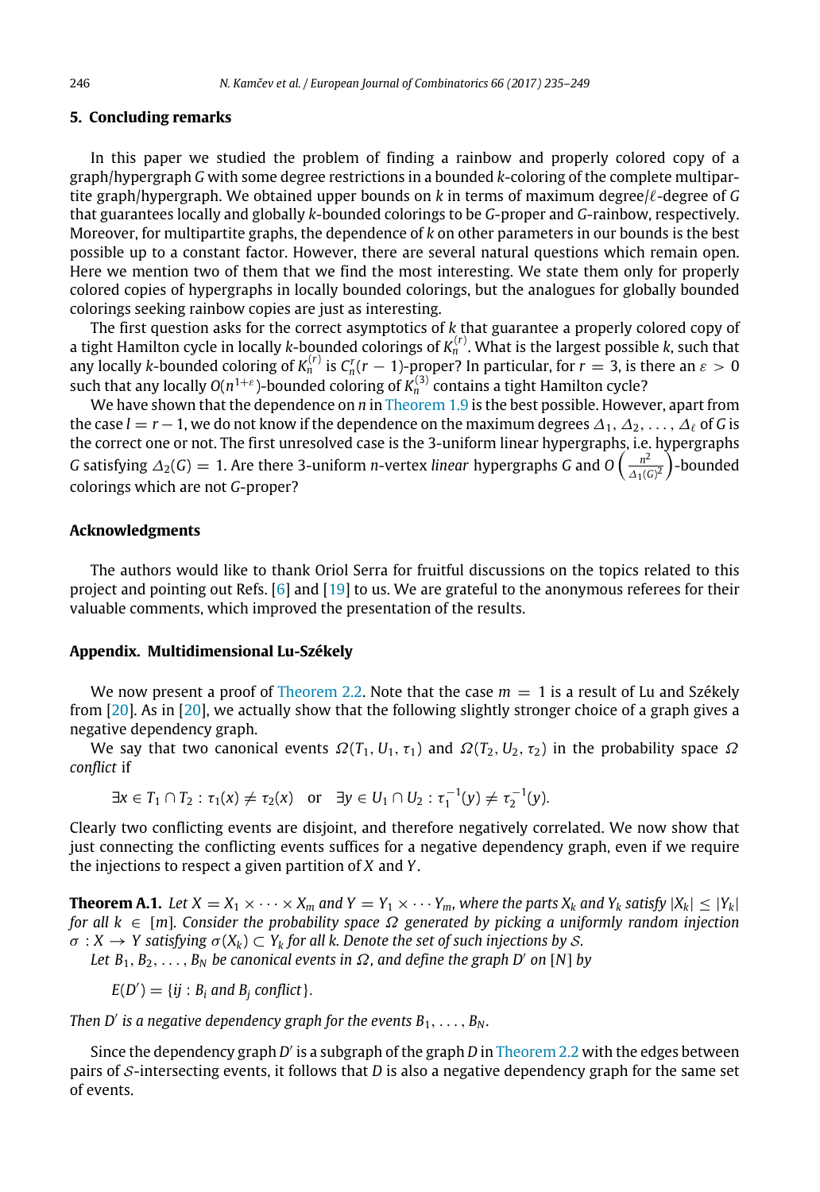## 5. Concluding remarks

In this paper we studied the problem of finding a rainbow and properly colored copy of a graph/hypergraph $G$ with some degree restrictions in a bounded $k$-coloring of the complete multipartite graph/hypergraph. We obtained upper bounds on $k$ in terms of maximum degree/$\ell$-degree of $G$ that guarantees locally and globally $k$-bounded colorings to be $G$-proper and $G$-rainbow, respectively. Moreover, for multipartite graphs, the dependence of $k$ on other parameters in our bounds is the best possible up to a constant factor. However, there are several natural questions which remain open. Here we mention two of them that we find the most interesting. We state them only for properly colored copies of hypergraphs in locally bounded colorings, but the analogues for globally bounded colorings seeking rainbow copies are just as interesting.

The first question asks for the correct asymptotics of $k$ that guarantee a properly colored copy of a tight Hamilton cycle in locally $k$-bounded colorings of $K_n^{(r)}$. What is the largest possible $k$, such that any locally $k$-bounded coloring of $K_n^{(r)}$ is $C_n^r(r-1)$-proper? In particular, for $r = 3$, is there an $\varepsilon > 0$ such that any locally $O(n^{1+\varepsilon})$-bounded coloring of $K_n^{(3)}$ contains a tight Hamilton cycle?

We have shown that the dependence on $n$ in Theorem 1.9 is the best possible. However, apart from the case $l = r - 1$, we do not know if the dependence on the maximum degrees $\Delta_1, \Delta_2, \ldots, \Delta_\ell$ of $G$ is the correct one or not. The first unresolved case is the 3-uniform linear hypergraphs, i.e. hypergraphs $G$ satisfying $\Delta_2(G) = 1$. Are there 3-uniform $n$-vertex *linear* hypergraphs $G$ and $O\left(\frac{n^2}{\Delta_1(G)^2}\right)$-bounded colorings which are not $G$-proper?

## Acknowledgments

The authors would like to thank Oriol Serra for fruitful discussions on the topics related to this project and pointing out Refs. [6] and [19] to us. We are grateful to the anonymous referees for their valuable comments, which improved the presentation of the results.

## Appendix. Multidimensional Lu-Székely

We now present a proof of Theorem 2.2. Note that the case $m = 1$ is a result of Lu and Székely from [20]. As in [20], we actually show that the following slightly stronger choice of a graph gives a negative dependency graph.

We say that two canonical events $\Omega(T_1, U_1, \tau_1)$ and $\Omega(T_2, U_2, \tau_2)$ in the probability space $\Omega$ *conflict* if

$$\exists x \in T_1 \cap T_2 : \tau_1(x) \neq \tau_2(x) \quad \text{or} \quad \exists y \in U_1 \cap U_2 : \tau_1^{-1}(y) \neq \tau_2^{-1}(y).$$

Clearly two conflicting events are disjoint, and therefore negatively correlated. We now show that just connecting the conflicting events suffices for a negative dependency graph, even if we require the injections to respect a given partition of $X$ and $Y$.

**Theorem A.1.** *Let $X = X_1 \times \cdots \times X_m$ and $Y = Y_1 \times \cdots Y_m$, where the parts $X_k$ and $Y_k$ satisfy $|X_k| \leq |Y_k|$ for all $k \in [m]$. Consider the probability space $\Omega$ generated by picking a uniformly random injection $\sigma : X \to Y$ satisfying $\sigma(X_k) \subset Y_k$ for all $k$. Denote the set of such injections by $\mathcal{S}$.*

*Let $B_1, B_2, \ldots, B_N$ be canonical events in $\Omega$, and define the graph $D'$ on $[N]$ by*

$$E(D') = \{ij : B_i \text{ and } B_j \text{ conflict}\}.$$

*Then $D'$ is a negative dependency graph for the events $B_1, \ldots, B_N$.*

Since the dependency graph $D'$ is a subgraph of the graph $D$ in Theorem 2.2 with the edges between pairs of $\mathcal{S}$-intersecting events, it follows that $D$ is also a negative dependency graph for the same set of events.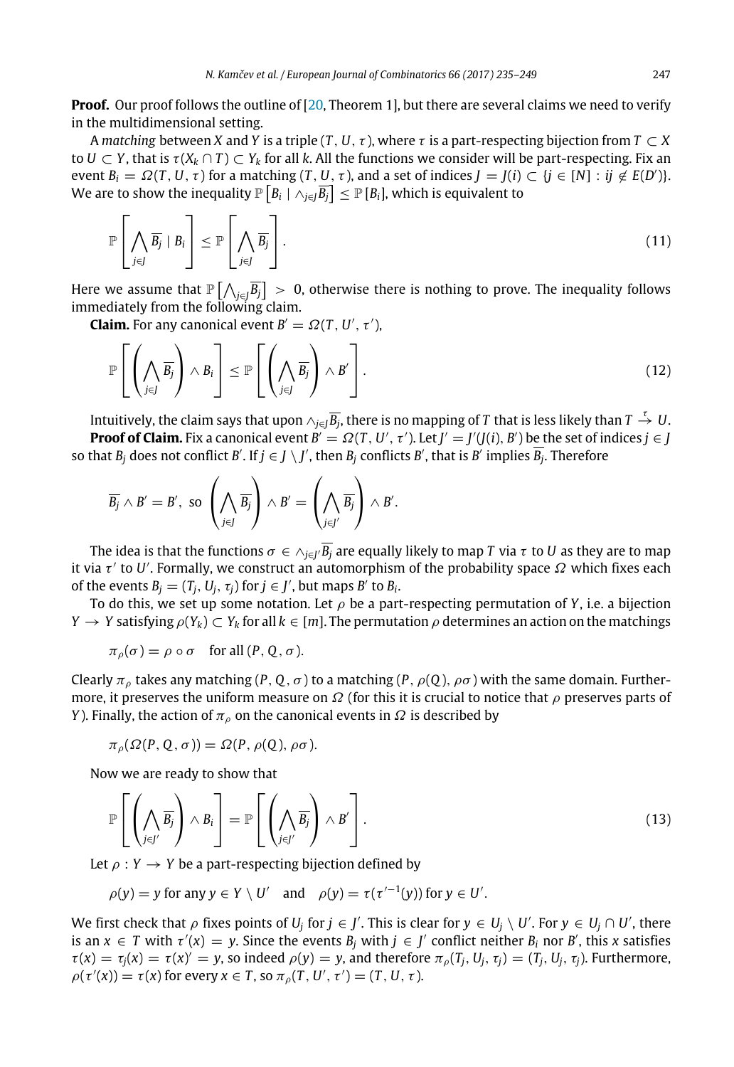**Proof.** Our proof follows the outline of [20, Theorem 1], but there are several claims we need to verify in the multidimensional setting.

A *matching* between $X$ and $Y$ is a triple $(T, U, \tau)$, where $\tau$ is a part-respecting bijection from $T \subset X$ to $U \subset Y$, that is $\tau(X_k \cap T) \subset Y_k$ for all $k$. All the functions we consider will be part-respecting. Fix an event $B_i = \Omega(T, U, \tau)$ for a matching $(T, U, \tau)$, and a set of indices $J = J(i) \subset \{j \in [N] : ij \notin E(D')\}$. We are to show the inequality $\mathbb{P}\left[B_i \mid \wedge_{j \in J} \overline{B_j}\right] \leq \mathbb{P}[B_i]$, which is equivalent to

$$\mathbb{P}\left[\bigwedge_{j \in J} \overline{B_j} \mid B_i\right] \leq \mathbb{P}\left[\bigwedge_{j \in J} \overline{B_j}\right]. \tag{11}$$

Here we assume that $\mathbb{P}\left[\bigwedge_{j \in J} \overline{B_j}\right] > 0$, otherwise there is nothing to prove. The inequality follows immediately from the following claim.

**Claim.** For any canonical event $B' = \Omega(T, U', \tau')$,

$$\mathbb{P}\left[\left(\bigwedge_{j \in J} \overline{B_j}\right) \wedge B_i\right] \leq \mathbb{P}\left[\left(\bigwedge_{j \in J} \overline{B_j}\right) \wedge B'\right]. \tag{12}$$

Intuitively, the claim says that upon $\wedge_{j \in J} \overline{B_j}$, there is no mapping of $T$ that is less likely than $T \xrightarrow{\tau} U$.

**Proof of Claim.** Fix a canonical event $B' = \Omega(T, U', \tau')$. Let $J' = J'(J(i), B')$ be the set of indices $j \in J$ so that $B_j$ does not conflict $B'$. If $j \in J \setminus J'$, then $B_j$ conflicts $B'$, that is $B'$ implies $\overline{B_j}$. Therefore

$$\overline{B_j} \wedge B' = B', \text{ so } \left(\bigwedge_{j \in J} \overline{B_j}\right) \wedge B' = \left(\bigwedge_{j \in J'} \overline{B_j}\right) \wedge B'.$$

The idea is that the functions $\sigma \in \wedge_{j \in J'} \overline{B_j}$ are equally likely to map $T$ via $\tau$ to $U$ as they are to map it via $\tau'$ to $U'$. Formally, we construct an automorphism of the probability space $\Omega$ which fixes each of the events $B_j = (T_j, U_j, \tau_j)$ for $j \in J'$, but maps $B'$ to $B_i$.

To do this, we set up some notation. Let $\rho$ be a part-respecting permutation of $Y$, i.e. a bijection $Y \to Y$ satisfying $\rho(Y_k) \subset Y_k$ for all $k \in [m]$. The permutation $\rho$ determines an action on the matchings

$$\pi_\rho(\sigma) = \rho \circ \sigma \quad \text{for all } (P, Q, \sigma).$$

Clearly $\pi_\rho$ takes any matching $(P, Q, \sigma)$ to a matching $(P, \rho(Q), \rho\sigma)$ with the same domain. Furthermore, it preserves the uniform measure on $\Omega$ (for this it is crucial to notice that $\rho$ preserves parts of $Y$). Finally, the action of $\pi_\rho$ on the canonical events in $\Omega$ is described by

$$\pi_\rho(\Omega(P, Q, \sigma)) = \Omega(P, \rho(Q), \rho\sigma).$$

Now we are ready to show that

$$\mathbb{P}\left[\left(\bigwedge_{j \in J'} \overline{B_j}\right) \wedge B_i\right] = \mathbb{P}\left[\left(\bigwedge_{j \in J'} \overline{B_j}\right) \wedge B'\right]. \tag{13}$$

Let $\rho : Y \to Y$ be a part-respecting bijection defined by

$$\rho(y) = y \text{ for any } y \in Y \setminus U' \quad \text{and} \quad \rho(y) = \tau(\tau'^{-1}(y)) \text{ for } y \in U'.$$

We first check that $\rho$ fixes points of $U_j$ for $j \in J'$. This is clear for $y \in U_j \setminus U'$. For $y \in U_j \cap U'$, there is an $x \in T$ with $\tau'(x) = y$. Since the events $B_j$ with $j \in J'$ conflict neither $B_i$ nor $B'$, this $x$ satisfies $\tau(x) = \tau_j(x) = \tau(x)' = y$, so indeed $\rho(y) = y$, and therefore $\pi_\rho(T_j, U_j, \tau_j) = (T_j, U_j, \tau_j)$. Furthermore, $\rho(\tau'(x)) = \tau(x)$ for every $x \in T$, so $\pi_\rho(T, U', \tau') = (T, U, \tau)$.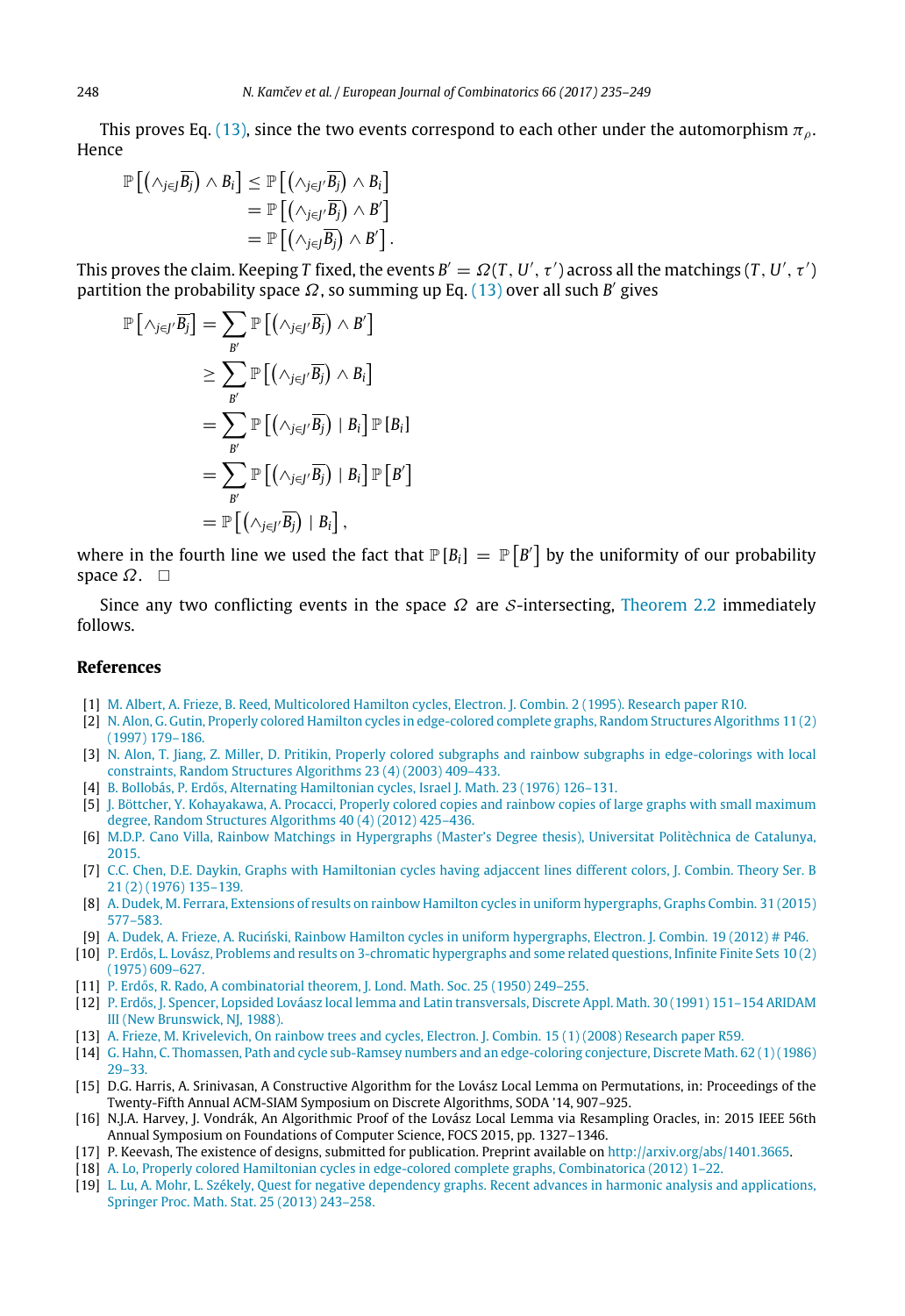This proves Eq. (13), since the two events correspond to each other under the automorphism $\pi_\rho$. Hence

$$
\begin{aligned}
\mathbb{P}\left[\left(\wedge_{j\in J}\overline{B_j}\right) \wedge B_i\right] &\leq \mathbb{P}\left[\left(\wedge_{j\in J'}\overline{B_j}\right) \wedge B_i\right] \\
&= \mathbb{P}\left[\left(\wedge_{j\in J'}\overline{B_j}\right) \wedge B'\right] \\
&= \mathbb{P}\left[\left(\wedge_{j\in J}\overline{B_j}\right) \wedge B'\right].
\end{aligned}
$$

This proves the claim. Keeping $T$ fixed, the events $B' = \Omega(T, U', \tau')$ across all the matchings $(T, U', \tau')$ partition the probability space $\Omega$, so summing up Eq. (13) over all such $B'$ gives

$$
\begin{aligned}
\mathbb{P}\left[\wedge_{j\in J'}\overline{B_j}\right] &= \sum_{B'} \mathbb{P}\left[\left(\wedge_{j\in J'}\overline{B_j}\right) \wedge B'\right] \\
&\geq \sum_{B'} \mathbb{P}\left[\left(\wedge_{j\in J'}\overline{B_j}\right) \wedge B_i\right] \\
&= \sum_{B'} \mathbb{P}\left[\left(\wedge_{j\in J'}\overline{B_j}\right) \mid B_i\right] \mathbb{P}\left[B_i\right] \\
&= \sum_{B'} \mathbb{P}\left[\left(\wedge_{j\in J'}\overline{B_j}\right) \mid B_i\right] \mathbb{P}\left[B'\right] \\
&= \mathbb{P}\left[\left(\wedge_{j\in J'}\overline{B_j}\right) \mid B_i\right],
\end{aligned}
$$

where in the fourth line we used the fact that $\mathbb{P}[B_i] = \mathbb{P}[B']$ by the uniformity of our probability space $\Omega$. $\square$

Since any two conflicting events in the space $\Omega$ are $\mathcal{S}$-intersecting, Theorem 2.2 immediately follows.

## References

[1] M. Albert, A. Frieze, B. Reed, Multicolored Hamilton cycles, Electron. J. Combin. 2 (1995). Research paper R10.

[2] N. Alon, G. Gutin, Properly colored Hamilton cycles in edge-colored complete graphs, Random Structures Algorithms 11 (2) (1997) 179–186.

[3] N. Alon, T. Jiang, Z. Miller, D. Pritikin, Properly colored subgraphs and rainbow subgraphs in edge-colorings with local constraints, Random Structures Algorithms 23 (4) (2003) 409–433.

[4] B. Bollobás, P. Erdős, Alternating Hamiltonian cycles, Israel J. Math. 23 (1976) 126–131.

[5] J. Böttcher, Y. Kohayakawa, A. Procacci, Properly colored copies and rainbow copies of large graphs with small maximum degree, Random Structures Algorithms 40 (4) (2012) 425–436.

[6] M.D.P. Cano Villa, Rainbow Matchings in Hypergraphs (Master's Degree thesis), Universitat Politècnica de Catalunya, 2015.

[7] C.C. Chen, D.E. Daykin, Graphs with Hamiltonian cycles having adjacent lines different colors, J. Combin. Theory Ser. B 21 (2) (1976) 135–139.

[8] A. Dudek, M. Ferrara, Extensions of results on rainbow Hamilton cycles in uniform hypergraphs, Graphs Combin. 31 (2015) 577–583.

[9] A. Dudek, A. Frieze, A. Ruciński, Rainbow Hamilton cycles in uniform hypergraphs, Electron. J. Combin. 19 (2012) # P46.

[10] P. Erdős, L. Lovász, Problems and results on 3-chromatic hypergraphs and some related questions, Infinite Finite Sets 10 (2) (1975) 609–627.

[11] P. Erdős, R. Rado, A combinatorial theorem, J. Lond. Math. Soc. 25 (1950) 249–255.

[12] P. Erdős, J. Spencer, Lopsided Lováasz local lemma and Latin transversals, Discrete Appl. Math. 30 (1991) 151–154 ARIDAM III (New Brunswick, NJ, 1988).

[13] A. Frieze, M. Krivelevich, On rainbow trees and cycles, Electron. J. Combin. 15 (1) (2008) Research paper R59.

[14] G. Hahn, C. Thomassen, Path and cycle sub-Ramsey numbers and an edge-coloring conjecture, Discrete Math. 62 (1) (1986) 29–33.

[15] D.G. Harris, A. Srinivasan, A Constructive Algorithm for the Lovász Local Lemma on Permutations, in: Proceedings of the Twenty-Fifth Annual ACM-SIAM Symposium on Discrete Algorithms, SODA '14, 907–925.

[16] N.J.A. Harvey, J. Vondrák, An Algorithmic Proof of the Lovász Local Lemma via Resampling Oracles, in: 2015 IEEE 56th Annual Symposium on Foundations of Computer Science, FOCS 2015, pp. 1327–1346.

[17] P. Keevash, The existence of designs, submitted for publication. Preprint available on http://arxiv.org/abs/1401.3665.

[18] A. Lo, Properly colored Hamiltonian cycles in edge-colored complete graphs, Combinatorica (2012) 1–22.

[19] L. Lu, A. Mohr, L. Székely, Quest for negative dependency graphs. Recent advances in harmonic analysis and applications, Springer Proc. Math. Stat. 25 (2013) 243–258.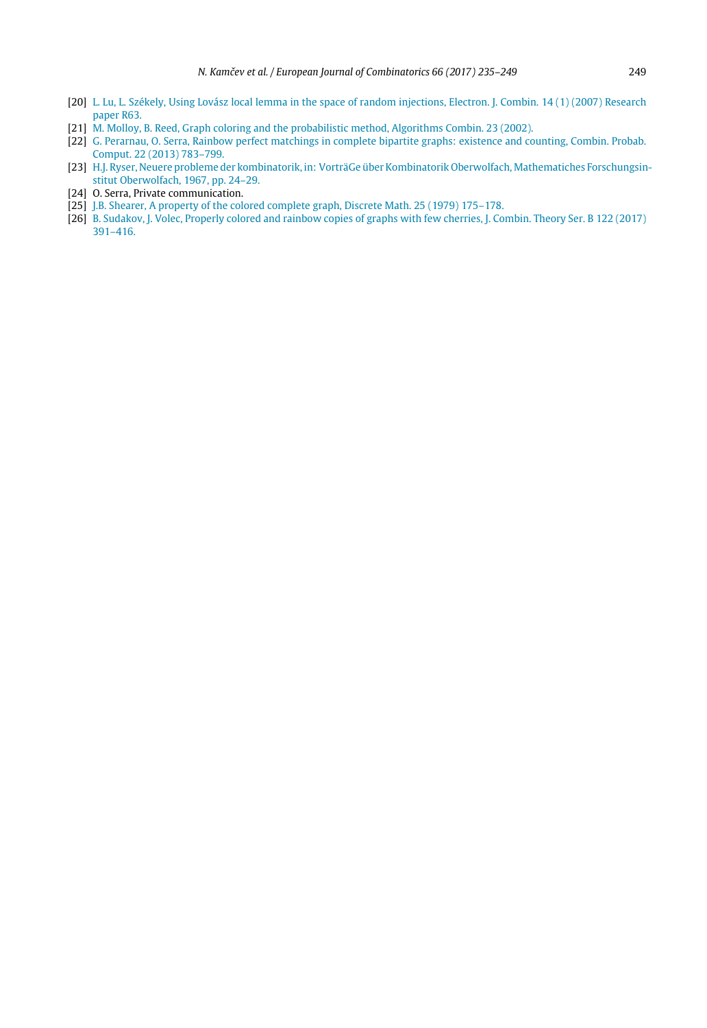[20] L. Lu, L. Székely, Using Lovász local lemma in the space of random injections, Electron. J. Combin. 14 (1) (2007) Research paper R63.

[21] M. Molloy, B. Reed, Graph coloring and the probabilistic method, Algorithms Combin. 23 (2002).

[22] G. Perarnau, O. Serra, Rainbow perfect matchings in complete bipartite graphs: existence and counting, Combin. Probab. Comput. 22 (2013) 783–799.

[23] H.J. Ryser, Neuere probleme der kombinatorik, in: VorträGe über Kombinatorik Oberwolfach, Mathematiches Forschungsinstitut Oberwolfach, 1967, pp. 24–29.

[24] O. Serra, Private communication.

[25] J.B. Shearer, A property of the colored complete graph, Discrete Math. 25 (1979) 175–178.

[26] B. Sudakov, J. Volec, Properly colored and rainbow copies of graphs with few cherries, J. Combin. Theory Ser. B 122 (2017) 391–416.